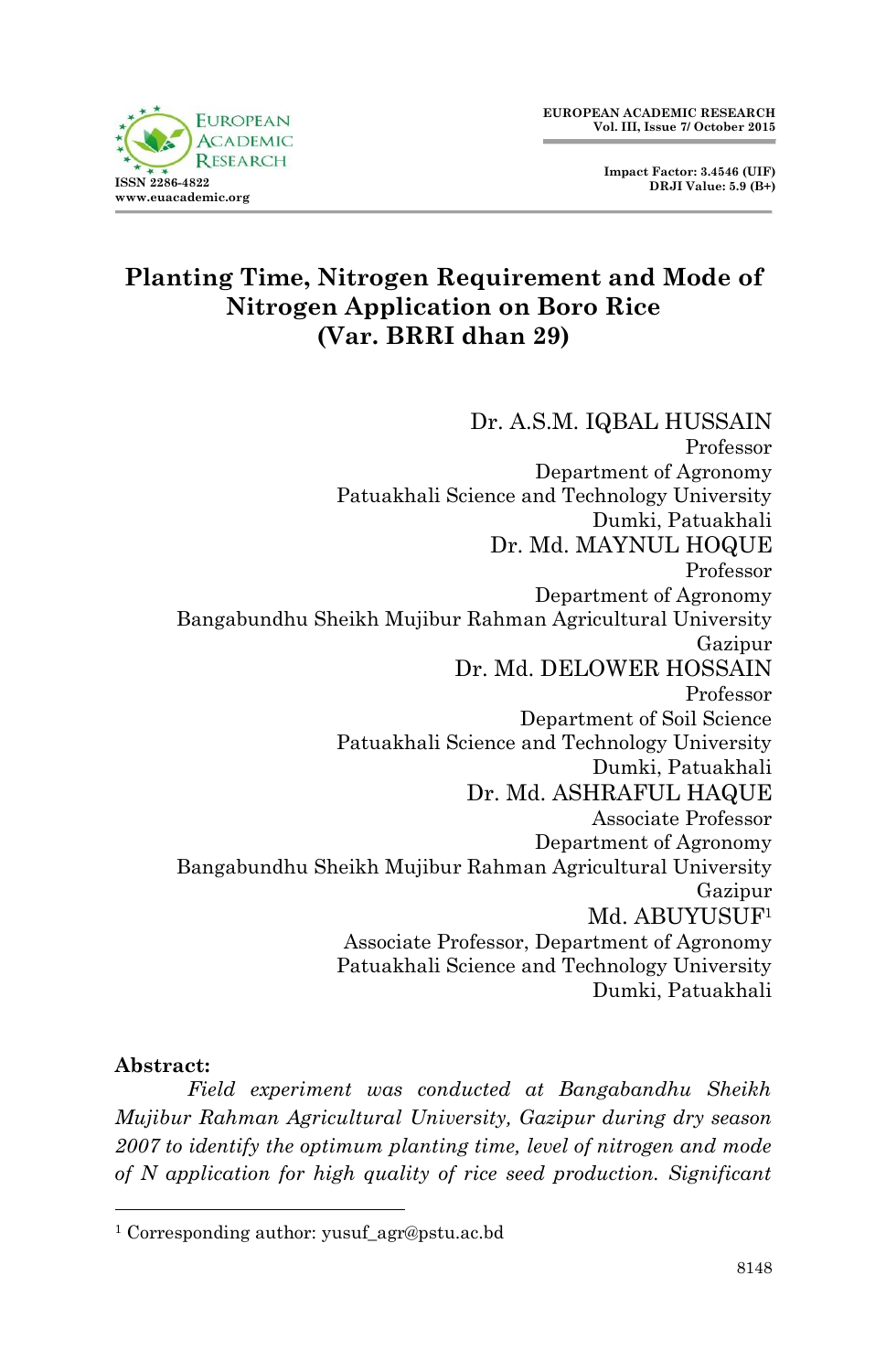# Planting Time, Nitrogen Requirement and Mode of Nitrogen Application on Boro Rice (Var. BRRI dhan 29)

Dr. A.S.M. IQBAL HUSSAIN
Professor
Department of Agronomy
Patuakhali Science and Technology University
Dumki, Patuakhali

Dr. Md. MAYNUL HOQUE
Professor
Department of Agronomy
Bangabundhu Sheikh Mujibur Rahman Agricultural University
Gazipur

Dr. Md. DELOWER HOSSAIN
Professor
Department of Soil Science
Patuakhali Science and Technology University
Dumki, Patuakhali

Dr. Md. ASHRAFUL HAQUE
Associate Professor
Department of Agronomy
Bangabundhu Sheikh Mujibur Rahman Agricultural University
Gazipur

Md. ABUYUSUF[1]
Associate Professor, Department of Agronomy
Patuakhali Science and Technology University
Dumki, Patuakhali

**Abstract:**

*Field experiment was conducted at Bangabandhu Sheikh Mujibur Rahman Agricultural University, Gazipur during dry season 2007 to identify the optimum planting time, level of nitrogen and mode of N application for high quality of rice seed production. Significant*

[1] Corresponding author: yusuf_agr@pstu.ac.bd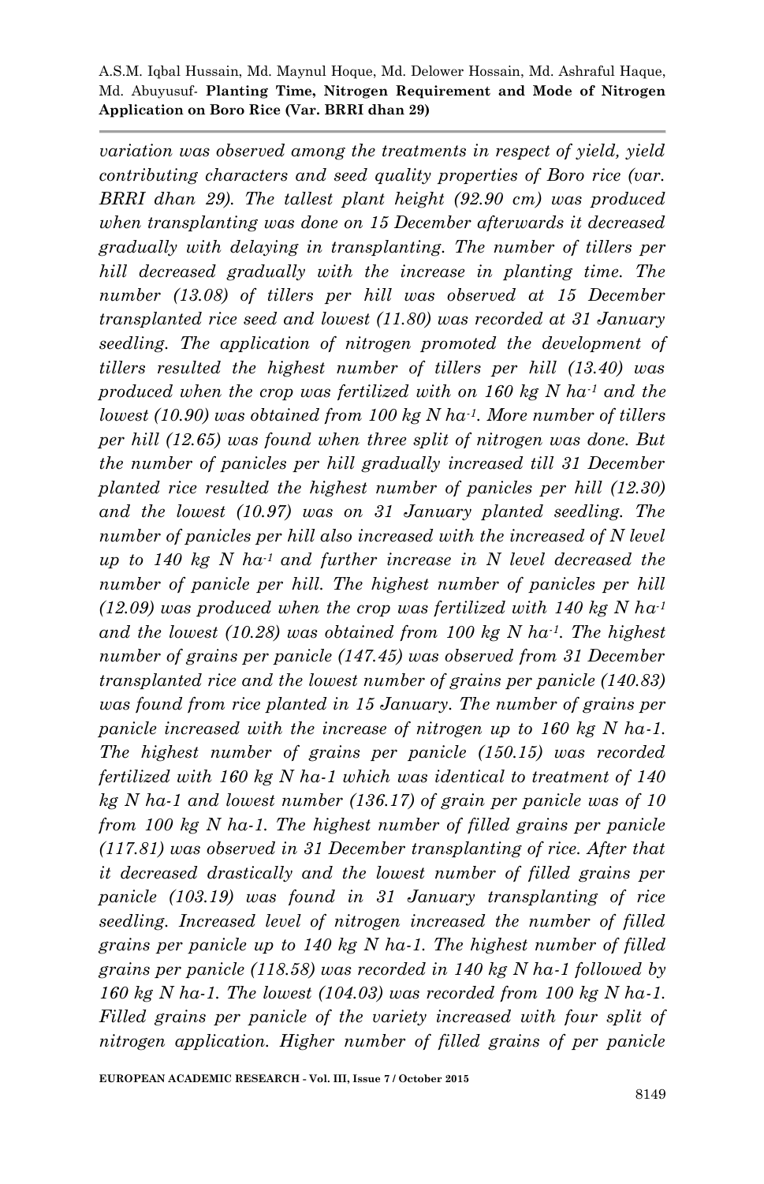*variation was observed among the treatments in respect of yield, yield contributing characters and seed quality properties of Boro rice (var. BRRI dhan 29). The tallest plant height (92.90 cm) was produced when transplanting was done on 15 December afterwards it decreased gradually with delaying in transplanting. The number of tillers per hill decreased gradually with the increase in planting time. The number (13.08) of tillers per hill was observed at 15 December transplanted rice seed and lowest (11.80) was recorded at 31 January seedling. The application of nitrogen promoted the development of tillers resulted the highest number of tillers per hill (13.40) was produced when the crop was fertilized with on 160 kg N ha$^{-1}$ and the lowest (10.90) was obtained from 100 kg N ha$^{-1}$. More number of tillers per hill (12.65) was found when three split of nitrogen was done. But the number of panicles per hill gradually increased till 31 December planted rice resulted the highest number of panicles per hill (12.30) and the lowest (10.97) was on 31 January planted seedling. The number of panicles per hill also increased with the increased of N level up to 140 kg N ha$^{-1}$ and further increase in N level decreased the number of panicle per hill. The highest number of panicles per hill (12.09) was produced when the crop was fertilized with 140 kg N ha$^{-1}$ and the lowest (10.28) was obtained from 100 kg N ha$^{-1}$. The highest number of grains per panicle (147.45) was observed from 31 December transplanted rice and the lowest number of grains per panicle (140.83) was found from rice planted in 15 January. The number of grains per panicle increased with the increase of nitrogen up to 160 kg N ha-1. The highest number of grains per panicle (150.15) was recorded fertilized with 160 kg N ha-1 which was identical to treatment of 140 kg N ha-1 and lowest number (136.17) of grain per panicle was of 10 from 100 kg N ha-1. The highest number of filled grains per panicle (117.81) was observed in 31 December transplanting of rice. After that it decreased drastically and the lowest number of filled grains per panicle (103.19) was found in 31 January transplanting of rice seedling. Increased level of nitrogen increased the number of filled grains per panicle up to 140 kg N ha-1. The highest number of filled grains per panicle (118.58) was recorded in 140 kg N ha-1 followed by 160 kg N ha-1. The lowest (104.03) was recorded from 100 kg N ha-1. Filled grains per panicle of the variety increased with four split of nitrogen application. Higher number of filled grains of per panicle*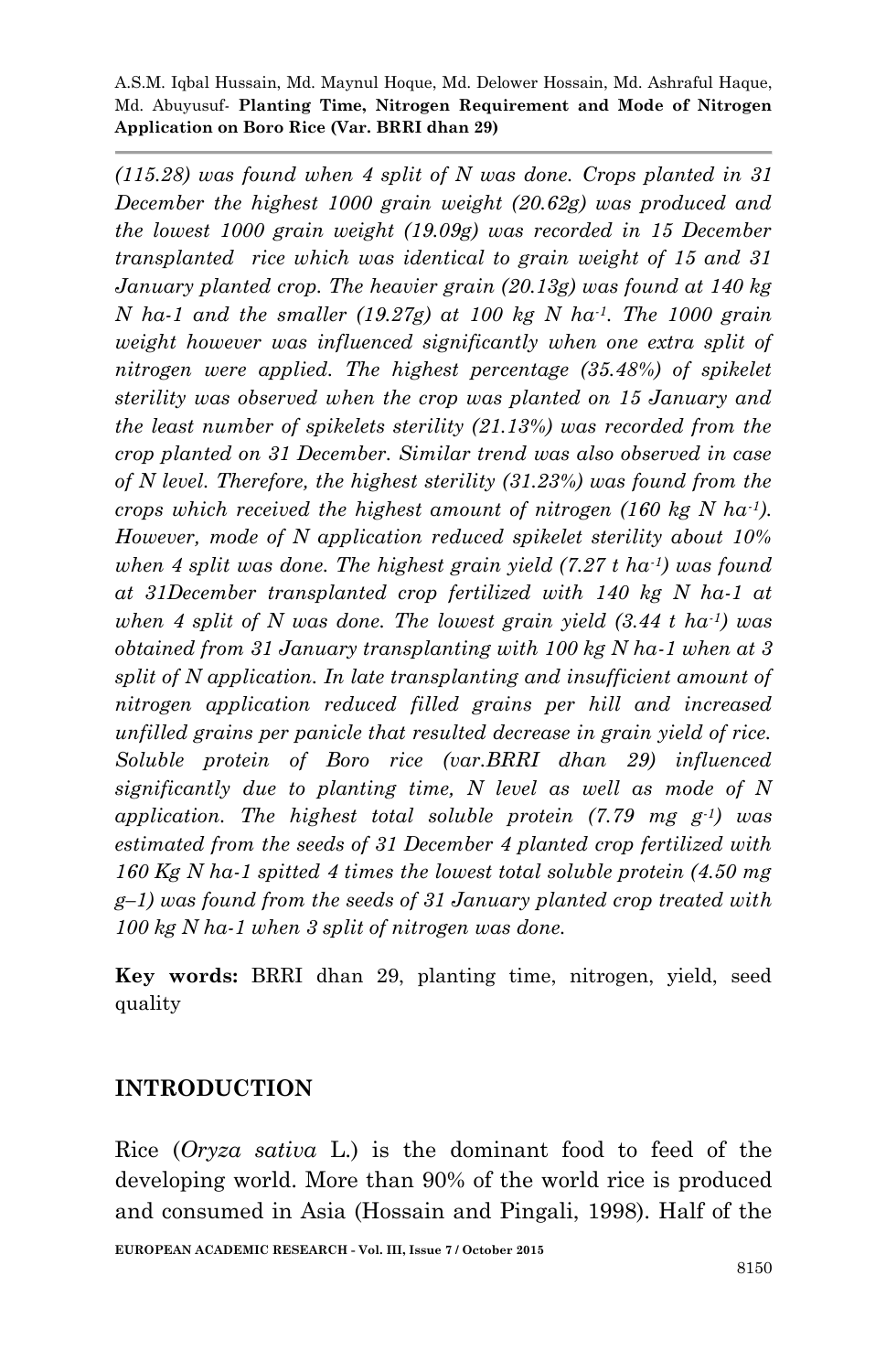*(115.28) was found when 4 split of N was done. Crops planted in 31 December the highest 1000 grain weight (20.62g) was produced and the lowest 1000 grain weight (19.09g) was recorded in 15 December transplanted rice which was identical to grain weight of 15 and 31 January planted crop. The heavier grain (20.13g) was found at 140 kg N ha-1 and the smaller (19.27g) at 100 kg N ha$^{-1}$. The 1000 grain weight however was influenced significantly when one extra split of nitrogen were applied. The highest percentage (35.48%) of spikelet sterility was observed when the crop was planted on 15 January and the least number of spikelets sterility (21.13%) was recorded from the crop planted on 31 December. Similar trend was also observed in case of N level. Therefore, the highest sterility (31.23%) was found from the crops which received the highest amount of nitrogen (160 kg N ha$^{-1}$). However, mode of N application reduced spikelet sterility about 10% when 4 split was done. The highest grain yield (7.27 t ha$^{-1}$) was found at 31December transplanted crop fertilized with 140 kg N ha-1 at when 4 split of N was done. The lowest grain yield (3.44 t ha$^{-1}$) was obtained from 31 January transplanting with 100 kg N ha-1 when at 3 split of N application. In late transplanting and insufficient amount of nitrogen application reduced filled grains per hill and increased unfilled grains per panicle that resulted decrease in grain yield of rice. Soluble protein of Boro rice (var.BRRI dhan 29) influenced significantly due to planting time, N level as well as mode of N application. The highest total soluble protein (7.79 mg g$^{-1}$) was estimated from the seeds of 31 December 4 planted crop fertilized with 160 Kg N ha-1 spitted 4 times the lowest total soluble protein (4.50 mg g–1) was found from the seeds of 31 January planted crop treated with 100 kg N ha-1 when 3 split of nitrogen was done.*

**Key words:** BRRI dhan 29, planting time, nitrogen, yield, seed quality

## INTRODUCTION

Rice (*Oryza sativa* L.) is the dominant food to feed of the developing world. More than 90% of the world rice is produced and consumed in Asia (Hossain and Pingali, 1998). Half of the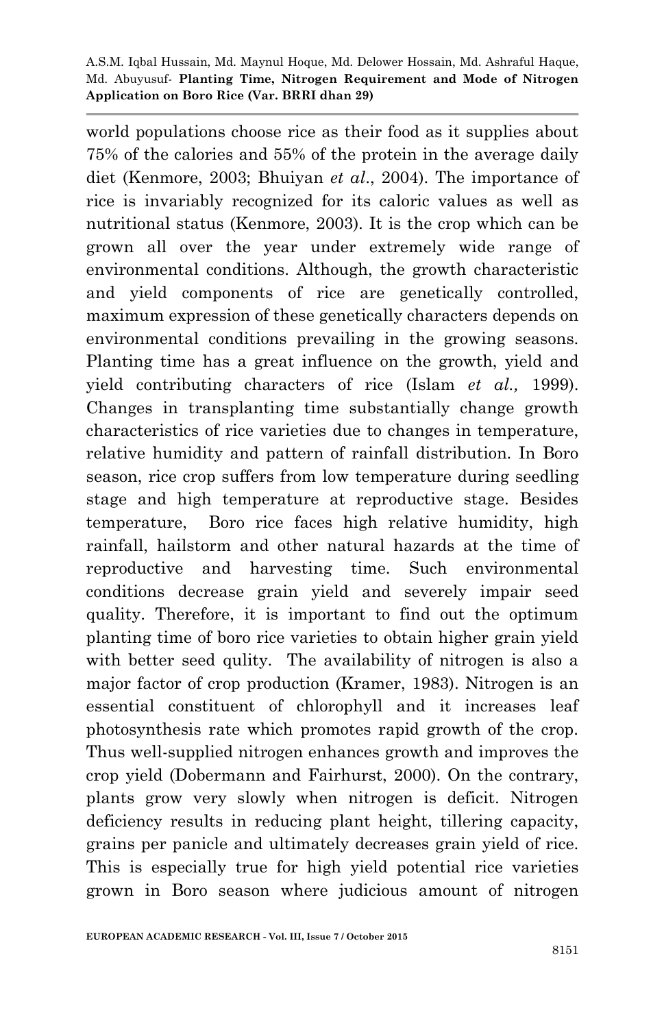world populations choose rice as their food as it supplies about 75% of the calories and 55% of the protein in the average daily diet (Kenmore, 2003; Bhuiyan *et al*., 2004). The importance of rice is invariably recognized for its caloric values as well as nutritional status (Kenmore, 2003). It is the crop which can be grown all over the year under extremely wide range of environmental conditions. Although, the growth characteristic and yield components of rice are genetically controlled, maximum expression of these genetically characters depends on environmental conditions prevailing in the growing seasons. Planting time has a great influence on the growth, yield and yield contributing characters of rice (Islam *et al.,* 1999). Changes in transplanting time substantially change growth characteristics of rice varieties due to changes in temperature, relative humidity and pattern of rainfall distribution. In Boro season, rice crop suffers from low temperature during seedling stage and high temperature at reproductive stage. Besides temperature, Boro rice faces high relative humidity, high rainfall, hailstorm and other natural hazards at the time of reproductive and harvesting time. Such environmental conditions decrease grain yield and severely impair seed quality. Therefore, it is important to find out the optimum planting time of boro rice varieties to obtain higher grain yield with better seed qulity. The availability of nitrogen is also a major factor of crop production (Kramer, 1983). Nitrogen is an essential constituent of chlorophyll and it increases leaf photosynthesis rate which promotes rapid growth of the crop. Thus well-supplied nitrogen enhances growth and improves the crop yield (Dobermann and Fairhurst, 2000). On the contrary, plants grow very slowly when nitrogen is deficit. Nitrogen deficiency results in reducing plant height, tillering capacity, grains per panicle and ultimately decreases grain yield of rice. This is especially true for high yield potential rice varieties grown in Boro season where judicious amount of nitrogen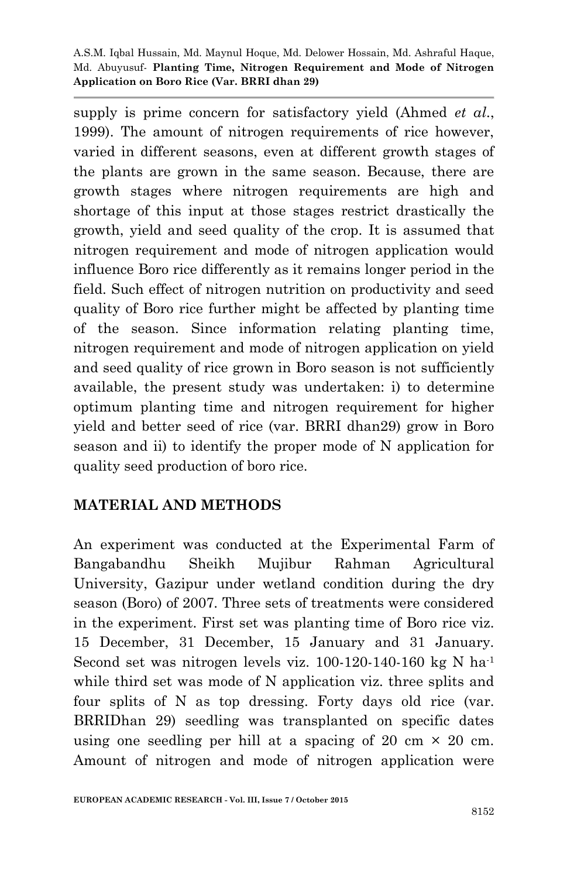supply is prime concern for satisfactory yield (Ahmed *et al*., 1999). The amount of nitrogen requirements of rice however, varied in different seasons, even at different growth stages of the plants are grown in the same season. Because, there are growth stages where nitrogen requirements are high and shortage of this input at those stages restrict drastically the growth, yield and seed quality of the crop. It is assumed that nitrogen requirement and mode of nitrogen application would influence Boro rice differently as it remains longer period in the field. Such effect of nitrogen nutrition on productivity and seed quality of Boro rice further might be affected by planting time of the season. Since information relating planting time, nitrogen requirement and mode of nitrogen application on yield and seed quality of rice grown in Boro season is not sufficiently available, the present study was undertaken: i) to determine optimum planting time and nitrogen requirement for higher yield and better seed of rice (var. BRRI dhan29) grow in Boro season and ii) to identify the proper mode of N application for quality seed production of boro rice.

## MATERIAL AND METHODS

An experiment was conducted at the Experimental Farm of Bangabandhu Sheikh Mujibur Rahman Agricultural University, Gazipur under wetland condition during the dry season (Boro) of 2007. Three sets of treatments were considered in the experiment. First set was planting time of Boro rice viz. 15 December, 31 December, 15 January and 31 January. Second set was nitrogen levels viz. 100-120-140-160 kg N $ha^{-1}$ while third set was mode of N application viz. three splits and four splits of N as top dressing. Forty days old rice (var. BRRIDhan 29) seedling was transplanted on specific dates using one seedling per hill at a spacing of 20 cm × 20 cm. Amount of nitrogen and mode of nitrogen application were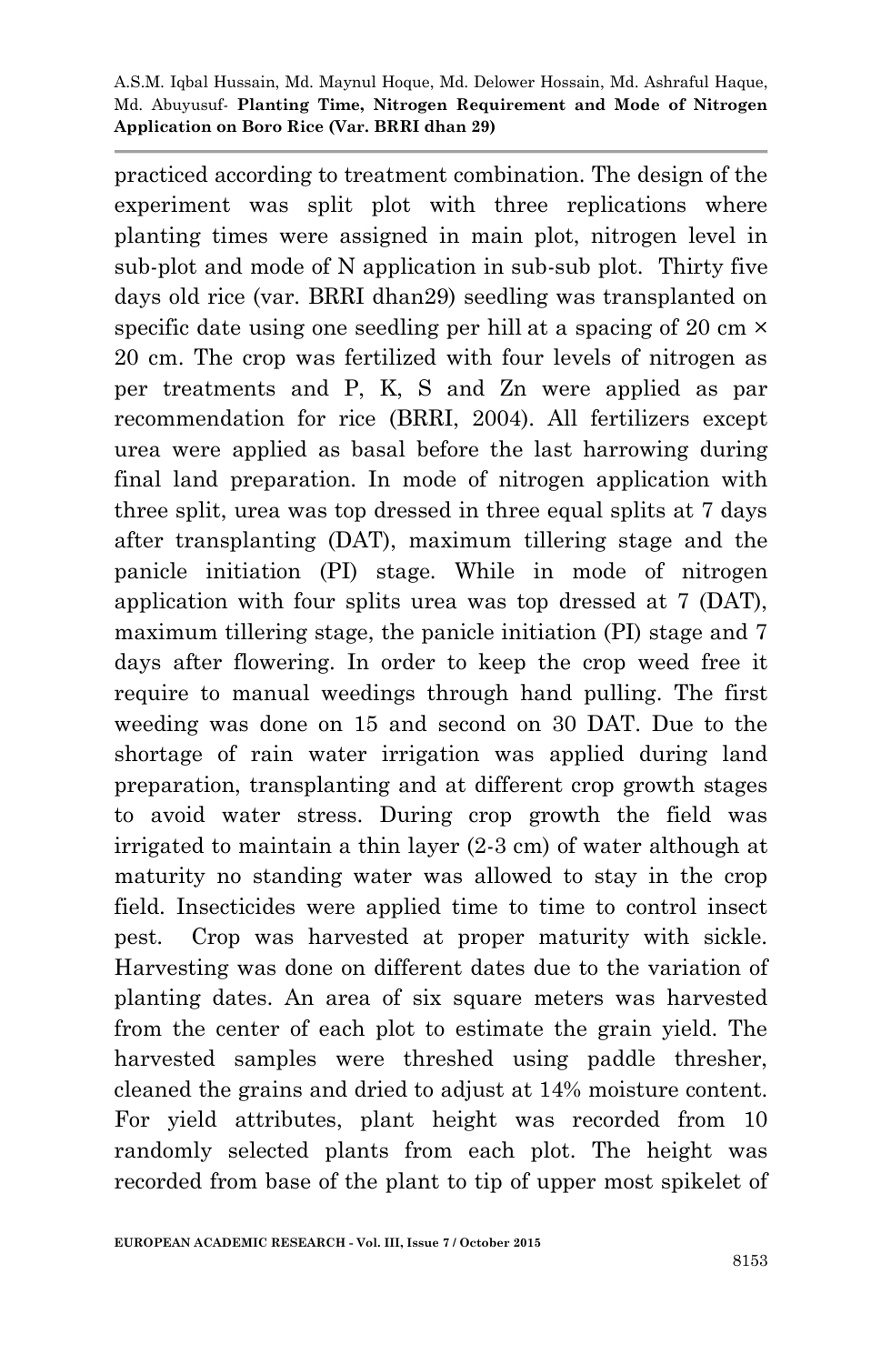practiced according to treatment combination. The design of the experiment was split plot with three replications where planting times were assigned in main plot, nitrogen level in sub-plot and mode of N application in sub-sub plot. Thirty five days old rice (var. BRRI dhan29) seedling was transplanted on specific date using one seedling per hill at a spacing of 20 cm × 20 cm. The crop was fertilized with four levels of nitrogen as per treatments and P, K, S and Zn were applied as par recommendation for rice (BRRI, 2004). All fertilizers except urea were applied as basal before the last harrowing during final land preparation. In mode of nitrogen application with three split, urea was top dressed in three equal splits at 7 days after transplanting (DAT), maximum tillering stage and the panicle initiation (PI) stage. While in mode of nitrogen application with four splits urea was top dressed at 7 (DAT), maximum tillering stage, the panicle initiation (PI) stage and 7 days after flowering. In order to keep the crop weed free it require to manual weedings through hand pulling. The first weeding was done on 15 and second on 30 DAT. Due to the shortage of rain water irrigation was applied during land preparation, transplanting and at different crop growth stages to avoid water stress. During crop growth the field was irrigated to maintain a thin layer (2-3 cm) of water although at maturity no standing water was allowed to stay in the crop field. Insecticides were applied time to time to control insect pest. Crop was harvested at proper maturity with sickle. Harvesting was done on different dates due to the variation of planting dates. An area of six square meters was harvested from the center of each plot to estimate the grain yield. The harvested samples were threshed using paddle thresher, cleaned the grains and dried to adjust at 14% moisture content. For yield attributes, plant height was recorded from 10 randomly selected plants from each plot. The height was recorded from base of the plant to tip of upper most spikelet of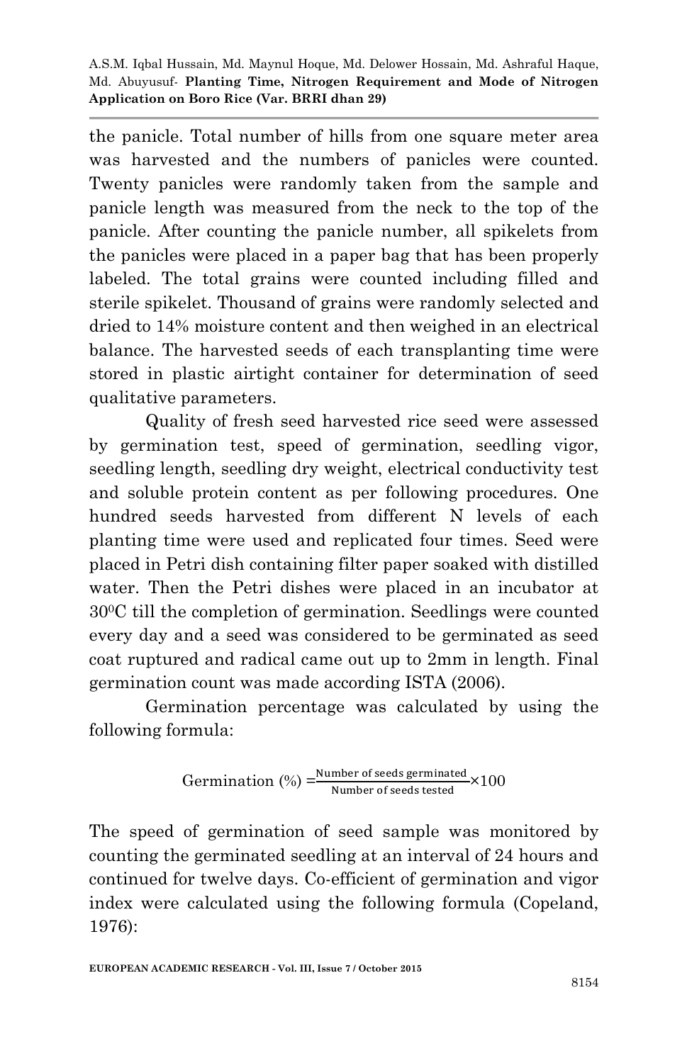the panicle. Total number of hills from one square meter area was harvested and the numbers of panicles were counted. Twenty panicles were randomly taken from the sample and panicle length was measured from the neck to the top of the panicle. After counting the panicle number, all spikelets from the panicles were placed in a paper bag that has been properly labeled. The total grains were counted including filled and sterile spikelet. Thousand of grains were randomly selected and dried to 14% moisture content and then weighed in an electrical balance. The harvested seeds of each transplanting time were stored in plastic airtight container for determination of seed qualitative parameters.

Quality of fresh seed harvested rice seed were assessed by germination test, speed of germination, seedling vigor, seedling length, seedling dry weight, electrical conductivity test and soluble protein content as per following procedures. One hundred seeds harvested from different N levels of each planting time were used and replicated four times. Seed were placed in Petri dish containing filter paper soaked with distilled water. Then the Petri dishes were placed in an incubator at $30^0$C till the completion of germination. Seedlings were counted every day and a seed was considered to be germinated as seed coat ruptured and radical came out up to 2mm in length. Final germination count was made according ISTA (2006).

Germination percentage was calculated by using the following formula:

$$\text{Germination (\%)} = \frac{\text{Number of seeds germinated}}{\text{Number of seeds tested}} \times 100$$

The speed of germination of seed sample was monitored by counting the germinated seedling at an interval of 24 hours and continued for twelve days. Co-efficient of germination and vigor index were calculated using the following formula (Copeland, 1976):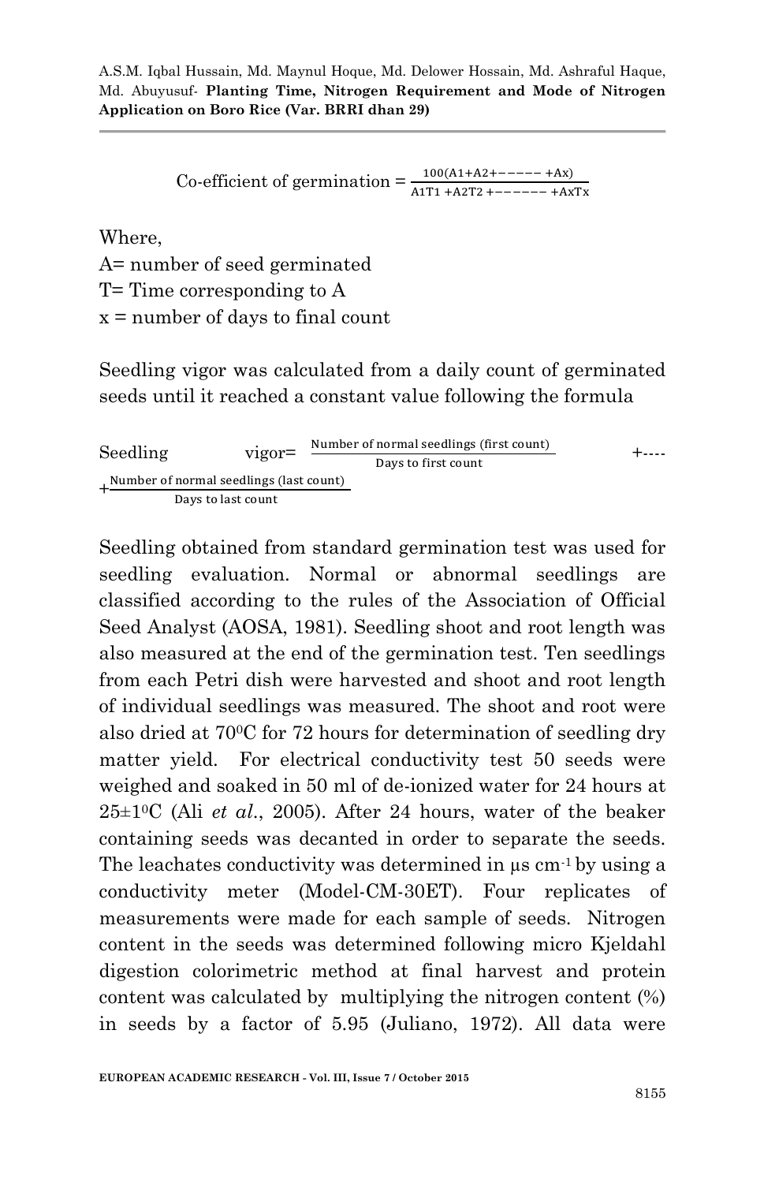$$\text{Co-efficient of germination} = \frac{100(A1+A2+\text{-----}+Ax)}{A1T1+A2T2+\text{------}+AxTx}$$

Where,
A= number of seed germinated
T= Time corresponding to A
x = number of days to final count

Seedling vigor was calculated from a daily count of germinated seeds until it reached a constant value following the formula

$$\text{Seedling vigor} = \frac{\text{Number of normal seedlings (first count)}}{\text{Days to first count}} + \text{----} + \frac{\text{Number of normal seedlings (last count)}}{\text{Days to last count}}$$

Seedling obtained from standard germination test was used for seedling evaluation. Normal or abnormal seedlings are classified according to the rules of the Association of Official Seed Analyst (AOSA, 1981). Seedling shoot and root length was also measured at the end of the germination test. Ten seedlings from each Petri dish were harvested and shoot and root length of individual seedlings was measured. The shoot and root were also dried at $70^{0}$C for 72 hours for determination of seedling dry matter yield. For electrical conductivity test 50 seeds were weighed and soaked in 50 ml of de-ionized water for 24 hours at $25\pm1^{0}$C (Ali *et al*., 2005). After 24 hours, water of the beaker containing seeds was decanted in order to separate the seeds. The leachates conductivity was determined in µs $cm^{-1}$ by using a conductivity meter (Model-CM-30ET). Four replicates of measurements were made for each sample of seeds. Nitrogen content in the seeds was determined following micro Kjeldahl digestion colorimetric method at final harvest and protein content was calculated by multiplying the nitrogen content (%) in seeds by a factor of 5.95 (Juliano, 1972). All data were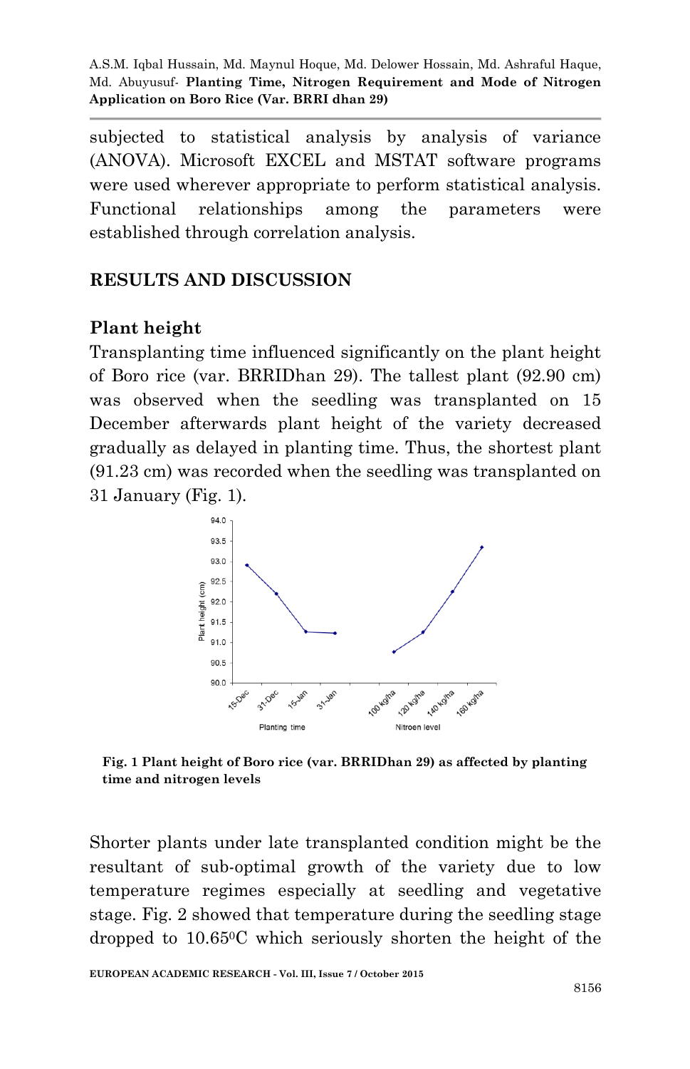subjected to statistical analysis by analysis of variance (ANOVA). Microsoft EXCEL and MSTAT software programs were used wherever appropriate to perform statistical analysis. Functional relationships among the parameters were established through correlation analysis.

## RESULTS AND DISCUSSION

### Plant height

Transplanting time influenced significantly on the plant height of Boro rice (var. BRRIDhan 29). The tallest plant (92.90 cm) was observed when the seedling was transplanted on 15 December afterwards plant height of the variety decreased gradually as delayed in planting time. Thus, the shortest plant (91.23 cm) was recorded when the seedling was transplanted on 31 January (Fig. 1).

**Fig. 1 Plant height of Boro rice (var. BRRIDhan 29) as affected by planting time and nitrogen levels**

Shorter plants under late transplanted condition might be the resultant of sub-optimal growth of the variety due to low temperature regimes especially at seedling and vegetative stage. Fig. 2 showed that temperature during the seedling stage dropped to 10.65$^{0}$C which seriously shorten the height of the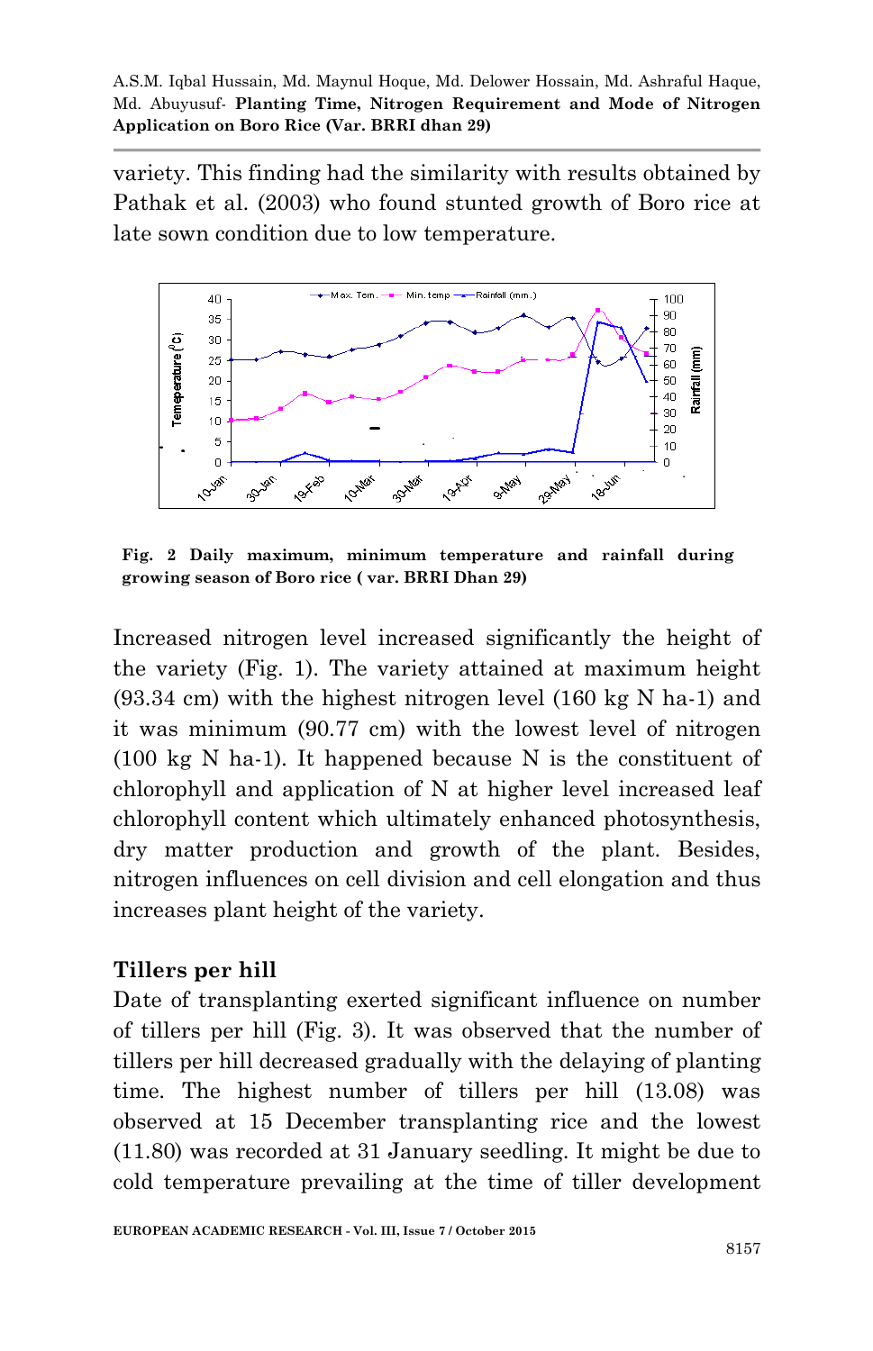variety. This finding had the similarity with results obtained by Pathak et al. (2003) who found stunted growth of Boro rice at late sown condition due to low temperature.

**Fig. 2 Daily maximum, minimum temperature and rainfall during growing season of Boro rice ( var. BRRI Dhan 29)**

Increased nitrogen level increased significantly the height of the variety (Fig. 1). The variety attained at maximum height (93.34 cm) with the highest nitrogen level (160 kg N ha-1) and it was minimum (90.77 cm) with the lowest level of nitrogen (100 kg N ha-1). It happened because N is the constituent of chlorophyll and application of N at higher level increased leaf chlorophyll content which ultimately enhanced photosynthesis, dry matter production and growth of the plant. Besides, nitrogen influences on cell division and cell elongation and thus increases plant height of the variety.

## Tillers per hill

Date of transplanting exerted significant influence on number of tillers per hill (Fig. 3). It was observed that the number of tillers per hill decreased gradually with the delaying of planting time. The highest number of tillers per hill (13.08) was observed at 15 December transplanting rice and the lowest (11.80) was recorded at 31 January seedling. It might be due to cold temperature prevailing at the time of tiller development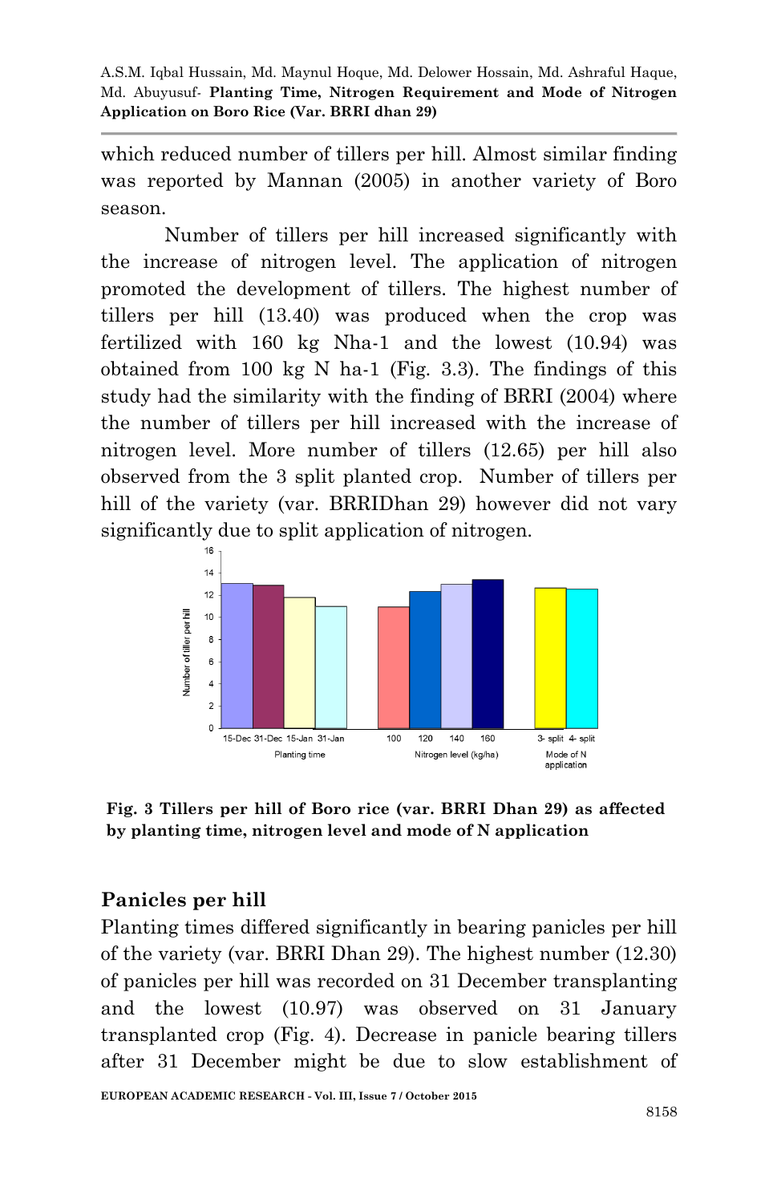which reduced number of tillers per hill. Almost similar finding was reported by Mannan (2005) in another variety of Boro season.

Number of tillers per hill increased significantly with the increase of nitrogen level. The application of nitrogen promoted the development of tillers. The highest number of tillers per hill (13.40) was produced when the crop was fertilized with 160 kg Nha-1 and the lowest (10.94) was obtained from 100 kg N ha-1 (Fig. 3.3). The findings of this study had the similarity with the finding of BRRI (2004) where the number of tillers per hill increased with the increase of nitrogen level. More number of tillers (12.65) per hill also observed from the 3 split planted crop. Number of tillers per hill of the variety (var. BRRIDhan 29) however did not vary significantly due to split application of nitrogen.

**Fig. 3 Tillers per hill of Boro rice (var. BRRI Dhan 29) as affected by planting time, nitrogen level and mode of N application**

## Panicles per hill

Planting times differed significantly in bearing panicles per hill of the variety (var. BRRI Dhan 29). The highest number (12.30) of panicles per hill was recorded on 31 December transplanting and the lowest (10.97) was observed on 31 January transplanted crop (Fig. 4). Decrease in panicle bearing tillers after 31 December might be due to slow establishment of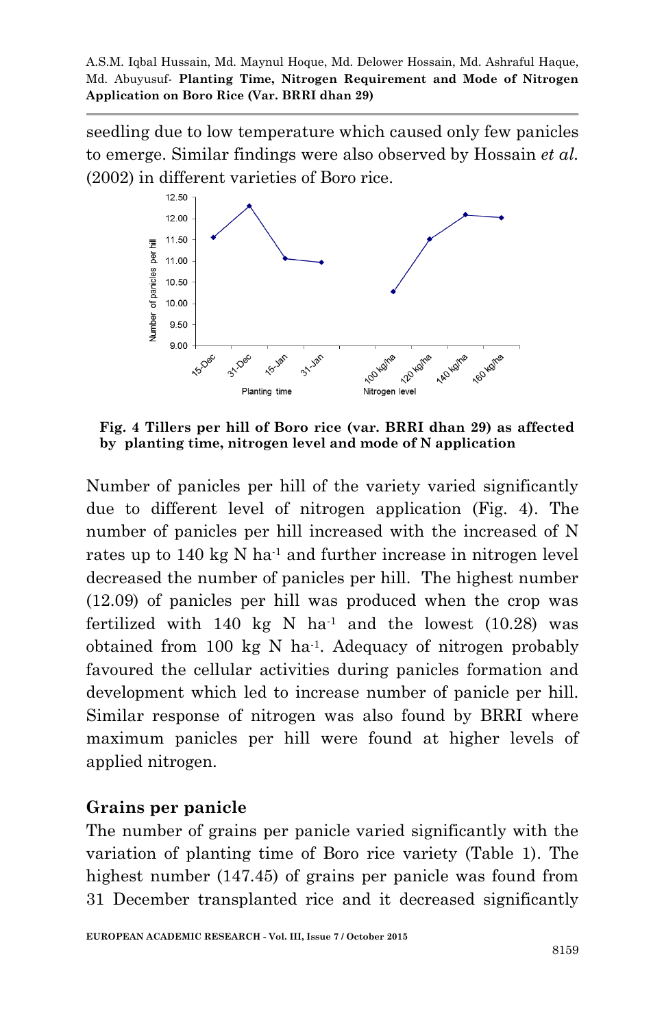seedling due to low temperature which caused only few panicles to emerge. Similar findings were also observed by Hossain *et al.* (2002) in different varieties of Boro rice.

**Fig. 4 Tillers per hill of Boro rice (var. BRRI dhan 29) as affected by planting time, nitrogen level and mode of N application**

Number of panicles per hill of the variety varied significantly due to different level of nitrogen application (Fig. 4). The number of panicles per hill increased with the increased of N rates up to 140 kg N ha$^{-1}$ and further increase in nitrogen level decreased the number of panicles per hill. The highest number (12.09) of panicles per hill was produced when the crop was fertilized with 140 kg N ha$^{-1}$ and the lowest (10.28) was obtained from 100 kg N ha$^{-1}$. Adequacy of nitrogen probably favoured the cellular activities during panicles formation and development which led to increase number of panicle per hill. Similar response of nitrogen was also found by BRRI where maximum panicles per hill were found at higher levels of applied nitrogen.

## Grains per panicle

The number of grains per panicle varied significantly with the variation of planting time of Boro rice variety (Table 1). The highest number (147.45) of grains per panicle was found from 31 December transplanted rice and it decreased significantly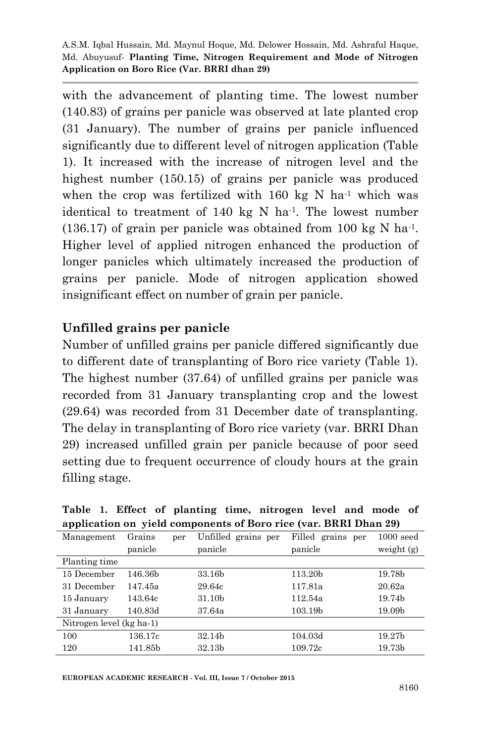with the advancement of planting time. The lowest number (140.83) of grains per panicle was observed at late planted crop (31 January). The number of grains per panicle influenced significantly due to different level of nitrogen application (Table 1). It increased with the increase of nitrogen level and the highest number (150.15) of grains per panicle was produced when the crop was fertilized with 160 kg N $ha^{-1}$ which was identical to treatment of 140 kg N $ha^{-1}$. The lowest number (136.17) of grain per panicle was obtained from 100 kg N $ha^{-1}$. Higher level of applied nitrogen enhanced the production of longer panicles which ultimately increased the production of grains per panicle. Mode of nitrogen application showed insignificant effect on number of grain per panicle.

## Unfilled grains per panicle

Number of unfilled grains per panicle differed significantly due to different date of transplanting of Boro rice variety (Table 1). The highest number (37.64) of unfilled grains per panicle was recorded from 31 January transplanting crop and the lowest (29.64) was recorded from 31 December date of transplanting. The delay in transplanting of Boro rice variety (var. BRRI Dhan 29) increased unfilled grain per panicle because of poor seed setting due to frequent occurrence of cloudy hours at the grain filling stage.

**Table 1. Effect of planting time, nitrogen level and mode of application on yield components of Boro rice (var. BRRI Dhan 29)**

| Management | Grains per panicle | Unfilled grains per panicle | Filled grains per panicle | 1000 seed weight (g) |
|---|---|---|---|---|
| Planting time | | | | |
| 15 December | 146.36b | 33.16b | 113.20b | 19.78b |
| 31 December | 147.45a | 29.64c | 117.81a | 20.62a |
| 15 January | 143.64c | 31.10b | 112.54a | 19.74b |
| 31 January | 140.83d | 37.64a | 103.19b | 19.09b |
| Nitrogen level (kg ha-1) | | | | |
| 100 | 136.17c | 32.14b | 104.03d | 19.27b |
| 120 | 141.85b | 32.13b | 109.72c | 19.73b |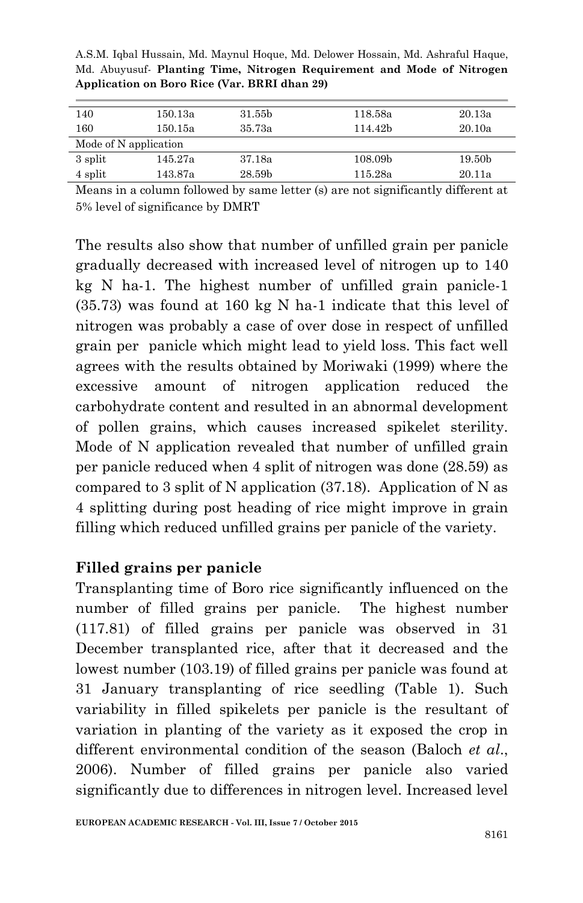| | | | | |
|---|---|---|---|---|
| 140 | 150.13a | 31.55b | 118.58a | 20.13a |
| 160 | 150.15a | 35.73a | 114.42b | 20.10a |
| Mode of N application | | | | |
| 3 split | 145.27a | 37.18a | 108.09b | 19.50b |
| 4 split | 143.87a | 28.59b | 115.28a | 20.11a |

Means in a column followed by same letter (s) are not significantly different at 5% level of significance by DMRT

The results also show that number of unfilled grain per panicle gradually decreased with increased level of nitrogen up to 140 kg N ha-1. The highest number of unfilled grain panicle-1 (35.73) was found at 160 kg N ha-1 indicate that this level of nitrogen was probably a case of over dose in respect of unfilled grain per panicle which might lead to yield loss. This fact well agrees with the results obtained by Moriwaki (1999) where the excessive amount of nitrogen application reduced the carbohydrate content and resulted in an abnormal development of pollen grains, which causes increased spikelet sterility. Mode of N application revealed that number of unfilled grain per panicle reduced when 4 split of nitrogen was done (28.59) as compared to 3 split of N application (37.18). Application of N as 4 splitting during post heading of rice might improve in grain filling which reduced unfilled grains per panicle of the variety.

**Filled grains per panicle**

Transplanting time of Boro rice significantly influenced on the number of filled grains per panicle. The highest number (117.81) of filled grains per panicle was observed in 31 December transplanted rice, after that it decreased and the lowest number (103.19) of filled grains per panicle was found at 31 January transplanting of rice seedling (Table 1). Such variability in filled spikelets per panicle is the resultant of variation in planting of the variety as it exposed the crop in different environmental condition of the season (Baloch *et al*., 2006). Number of filled grains per panicle also varied significantly due to differences in nitrogen level. Increased level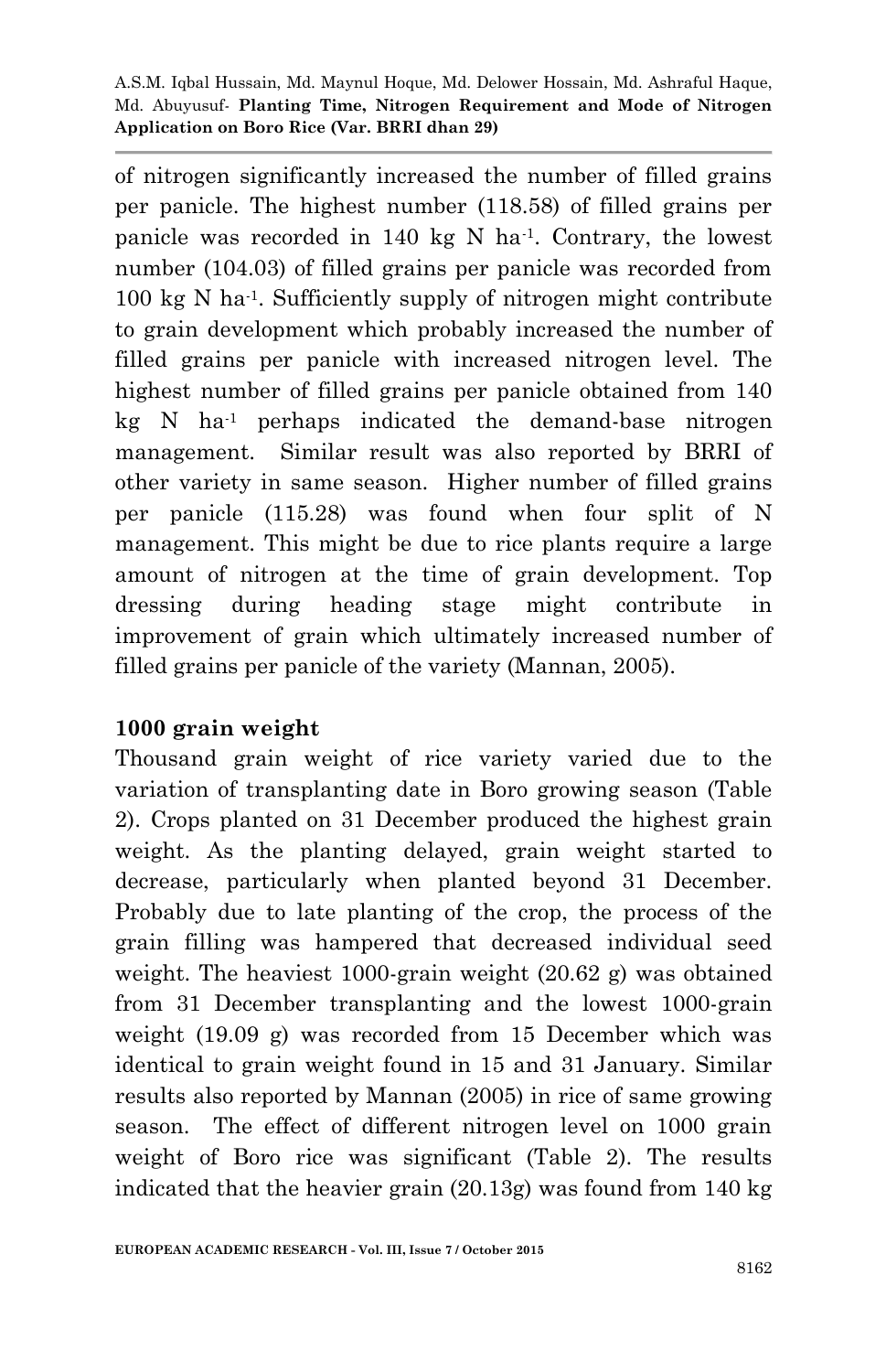of nitrogen significantly increased the number of filled grains per panicle. The highest number (118.58) of filled grains per panicle was recorded in 140 kg N ha$^{-1}$. Contrary, the lowest number (104.03) of filled grains per panicle was recorded from 100 kg N ha$^{-1}$. Sufficiently supply of nitrogen might contribute to grain development which probably increased the number of filled grains per panicle with increased nitrogen level. The highest number of filled grains per panicle obtained from 140 kg N ha$^{-1}$ perhaps indicated the demand-base nitrogen management. Similar result was also reported by BRRI of other variety in same season. Higher number of filled grains per panicle (115.28) was found when four split of N management. This might be due to rice plants require a large amount of nitrogen at the time of grain development. Top dressing during heading stage might contribute in improvement of grain which ultimately increased number of filled grains per panicle of the variety (Mannan, 2005).

**1000 grain weight**

Thousand grain weight of rice variety varied due to the variation of transplanting date in Boro growing season (Table 2). Crops planted on 31 December produced the highest grain weight. As the planting delayed, grain weight started to decrease, particularly when planted beyond 31 December. Probably due to late planting of the crop, the process of the grain filling was hampered that decreased individual seed weight. The heaviest 1000-grain weight (20.62 g) was obtained from 31 December transplanting and the lowest 1000-grain weight (19.09 g) was recorded from 15 December which was identical to grain weight found in 15 and 31 January. Similar results also reported by Mannan (2005) in rice of same growing season. The effect of different nitrogen level on 1000 grain weight of Boro rice was significant (Table 2). The results indicated that the heavier grain (20.13g) was found from 140 kg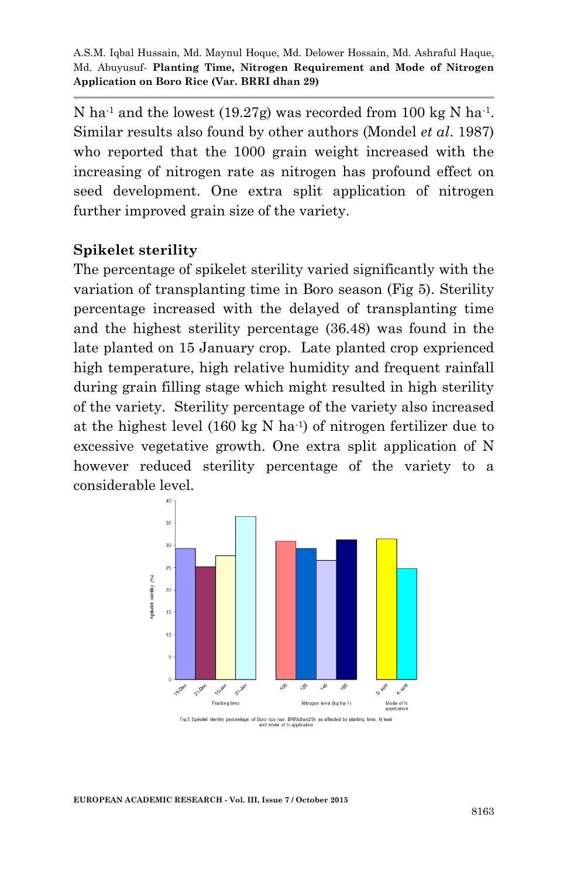N $ha^{-1}$ and the lowest (19.27g) was recorded from 100 kg N $ha^{-1}$. Similar results also found by other authors (Mondel *et al*. 1987) who reported that the 1000 grain weight increased with the increasing of nitrogen rate as nitrogen has profound effect on seed development. One extra split application of nitrogen further improved grain size of the variety.

## Spikelet sterility

The percentage of spikelet sterility varied significantly with the variation of transplanting time in Boro season (Fig 5). Sterility percentage increased with the delayed of transplanting time and the highest sterility percentage (36.48) was found in the late planted on 15 January crop. Late planted crop exprienced high temperature, high relative humidity and frequent rainfall during grain filling stage which might resulted in high sterility of the variety. Sterility percentage of the variety also increased at the highest level (160 kg N $ha^{-1}$) of nitrogen fertilizer due to excessive vegetative growth. One extra split application of N however reduced sterility percentage of the variety to a considerable level.

Fig.5 Spikelet sterility percentage of Boro rice (var. BRRIdhan29) as affected by planting time, N level and mode of N application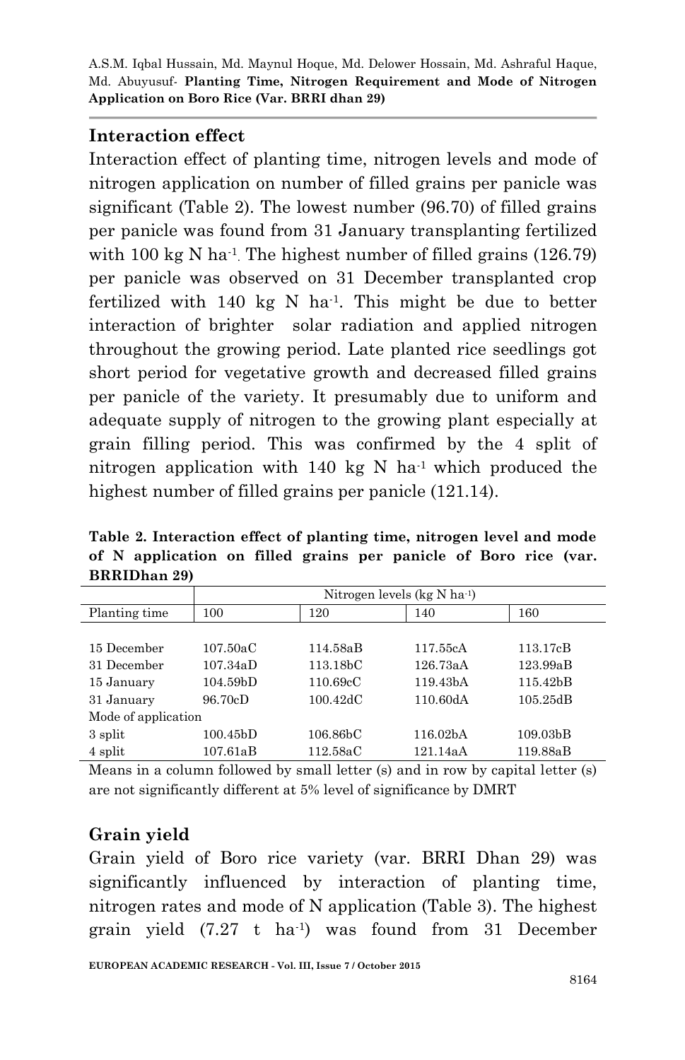## Interaction effect

Interaction effect of planting time, nitrogen levels and mode of nitrogen application on number of filled grains per panicle was significant (Table 2). The lowest number (96.70) of filled grains per panicle was found from 31 January transplanting fertilized with 100 kg N ha$^{-1}$. The highest number of filled grains (126.79) per panicle was observed on 31 December transplanted crop fertilized with 140 kg N ha$^{-1}$. This might be due to better interaction of brighter solar radiation and applied nitrogen throughout the growing period. Late planted rice seedlings got short period for vegetative growth and decreased filled grains per panicle of the variety. It presumably due to uniform and adequate supply of nitrogen to the growing plant especially at grain filling period. This was confirmed by the 4 split of nitrogen application with 140 kg N ha$^{-1}$ which produced the highest number of filled grains per panicle (121.14).

**Table 2. Interaction effect of planting time, nitrogen level and mode of N application on filled grains per panicle of Boro rice (var. BRRIDhan 29)**

| | Nitrogen levels (kg N ha$^{-1}$) | | | |
|---|---|---|---|---|
| Planting time | 100 | 120 | 140 | 160 |
| 15 December | 107.50aC | 114.58aB | 117.55cA | 113.17cB |
| 31 December | 107.34aD | 113.18bC | 126.73aA | 123.99aB |
| 15 January | 104.59bD | 110.69cC | 119.43bA | 115.42bB |
| 31 January | 96.70cD | 100.42dC | 110.60dA | 105.25dB |
| Mode of application | | | | |
| 3 split | 100.45bD | 106.86bC | 116.02bA | 109.03bB |
| 4 split | 107.61aB | 112.58aC | 121.14aA | 119.88aB |

Means in a column followed by small letter (s) and in row by capital letter (s) are not significantly different at 5% level of significance by DMRT

## Grain yield

Grain yield of Boro rice variety (var. BRRI Dhan 29) was significantly influenced by interaction of planting time, nitrogen rates and mode of N application (Table 3). The highest grain yield (7.27 t ha$^{-1}$) was found from 31 December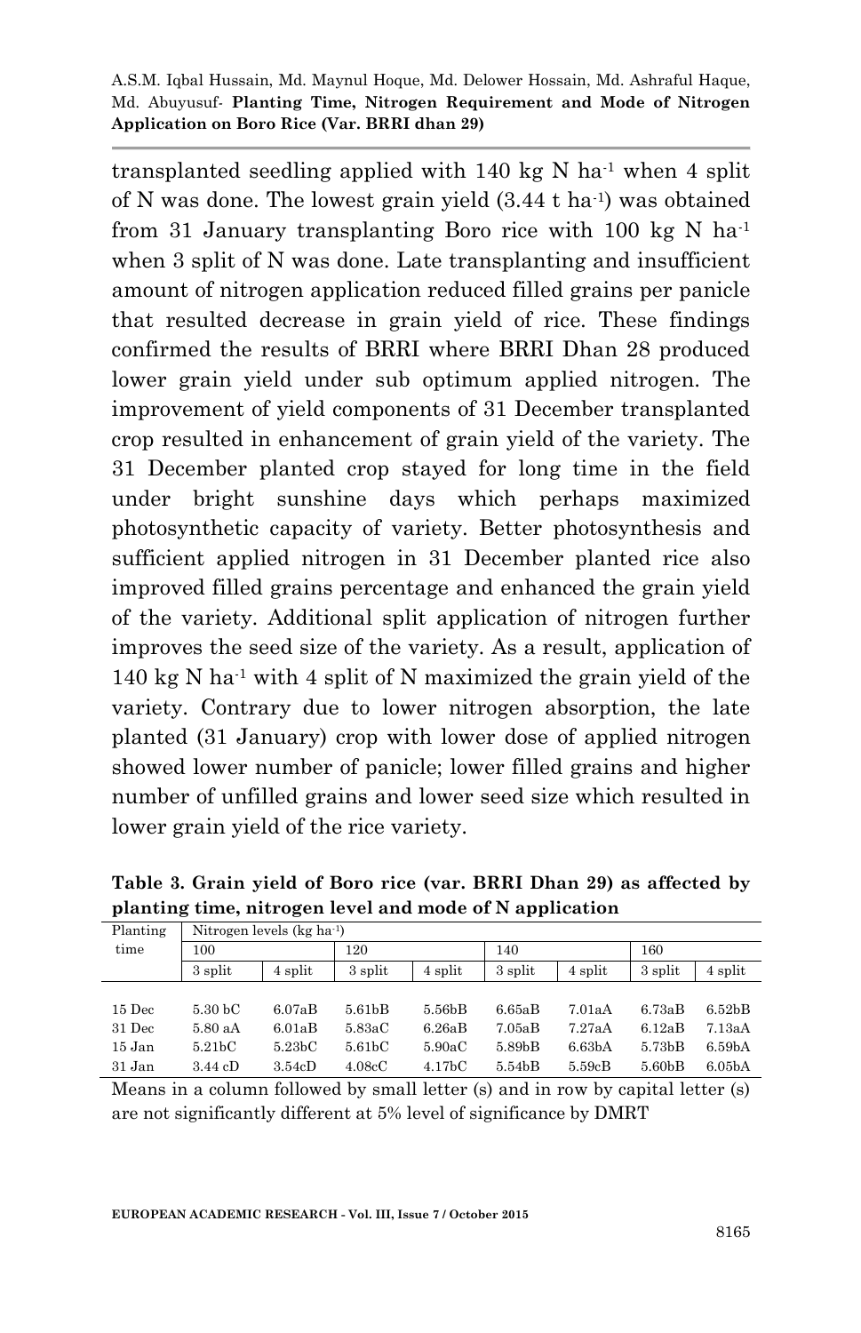transplanted seedling applied with 140 kg N $ha^{-1}$ when 4 split of N was done. The lowest grain yield (3.44 t $ha^{-1}$) was obtained from 31 January transplanting Boro rice with 100 kg N $ha^{-1}$ when 3 split of N was done. Late transplanting and insufficient amount of nitrogen application reduced filled grains per panicle that resulted decrease in grain yield of rice. These findings confirmed the results of BRRI where BRRI Dhan 28 produced lower grain yield under sub optimum applied nitrogen. The improvement of yield components of 31 December transplanted crop resulted in enhancement of grain yield of the variety. The 31 December planted crop stayed for long time in the field under bright sunshine days which perhaps maximized photosynthetic capacity of variety. Better photosynthesis and sufficient applied nitrogen in 31 December planted rice also improved filled grains percentage and enhanced the grain yield of the variety. Additional split application of nitrogen further improves the seed size of the variety. As a result, application of 140 kg N $ha^{-1}$ with 4 split of N maximized the grain yield of the variety. Contrary due to lower nitrogen absorption, the late planted (31 January) crop with lower dose of applied nitrogen showed lower number of panicle; lower filled grains and higher number of unfilled grains and lower seed size which resulted in lower grain yield of the rice variety.

**Table 3. Grain yield of Boro rice (var. BRRI Dhan 29) as affected by planting time, nitrogen level and mode of N application**

| Planting time | Nitrogen levels (kg $ha^{-1}$) | | | | | | | |
|---|---|---|---|---|---|---|---|---|
| | 100 | | 120 | | 140 | | 160 | |
| | 3 split | 4 split | 3 split | 4 split | 3 split | 4 split | 3 split | 4 split |
| 15 Dec | 5.30 bC | 6.07aB | 5.61bB | 5.56bB | 6.65aB | 7.01aA | 6.73aB | 6.52bB |
| 31 Dec | 5.80 aA | 6.01aB | 5.83aC | 6.26aB | 7.05aB | 7.27aA | 6.12aB | 7.13aA |
| 15 Jan | 5.21bC | 5.23bC | 5.61bC | 5.90aC | 5.89bB | 6.63bA | 5.73bB | 6.59bA |
| 31 Jan | 3.44 cD | 3.54cD | 4.08cC | 4.17bC | 5.54bB | 5.59cB | 5.60bB | 6.05bA |

Means in a column followed by small letter (s) and in row by capital letter (s) are not significantly different at 5% level of significance by DMRT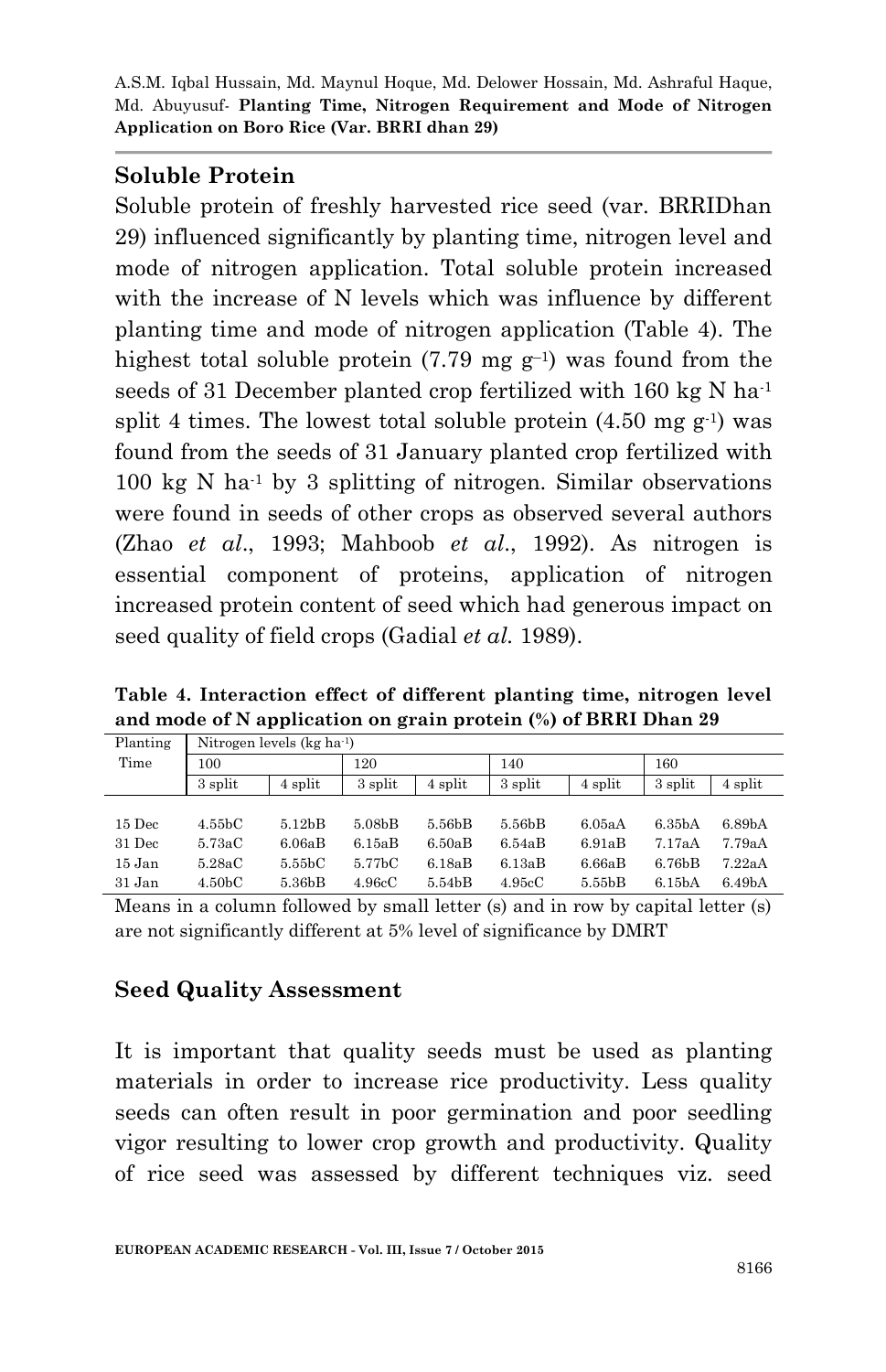## Soluble Protein

Soluble protein of freshly harvested rice seed (var. BRRIDhan 29) influenced significantly by planting time, nitrogen level and mode of nitrogen application. Total soluble protein increased with the increase of N levels which was influence by different planting time and mode of nitrogen application (Table 4). The highest total soluble protein (7.79 mg $g^{-1}$) was found from the seeds of 31 December planted crop fertilized with 160 kg N $ha^{-1}$ split 4 times. The lowest total soluble protein (4.50 mg $g^{-1}$) was found from the seeds of 31 January planted crop fertilized with 100 kg N $ha^{-1}$ by 3 splitting of nitrogen. Similar observations were found in seeds of other crops as observed several authors (Zhao *et al*., 1993; Mahboob *et al*., 1992). As nitrogen is essential component of proteins, application of nitrogen increased protein content of seed which had generous impact on seed quality of field crops (Gadial *et al.* 1989).

**Table 4. Interaction effect of different planting time, nitrogen level and mode of N application on grain protein (%) of BRRI Dhan 29**

| Planting Time | Nitrogen levels (kg $ha^{-1}$) | | | | | | | |
|---|---|---|---|---|---|---|---|---|
| | 100 | | 120 | | 140 | | 160 | |
| | 3 split | 4 split | 3 split | 4 split | 3 split | 4 split | 3 split | 4 split |
| 15 Dec | 4.55bC | 5.12bB | 5.08bB | 5.56bB | 5.56bB | 6.05aA | 6.35bA | 6.89bA |
| 31 Dec | 5.73aC | 6.06aB | 6.15aB | 6.50aB | 6.54aB | 6.91aB | 7.17aA | 7.79aA |
| 15 Jan | 5.28aC | 5.55bC | 5.77bC | 6.18aB | 6.13aB | 6.66aB | 6.76bB | 7.22aA |
| 31 Jan | 4.50bC | 5.36bB | 4.96cC | 5.54bB | 4.95cC | 5.55bB | 6.15bA | 6.49bA |

Means in a column followed by small letter (s) and in row by capital letter (s) are not significantly different at 5% level of significance by DMRT

## Seed Quality Assessment

It is important that quality seeds must be used as planting materials in order to increase rice productivity. Less quality seeds can often result in poor germination and poor seedling vigor resulting to lower crop growth and productivity. Quality of rice seed was assessed by different techniques viz. seed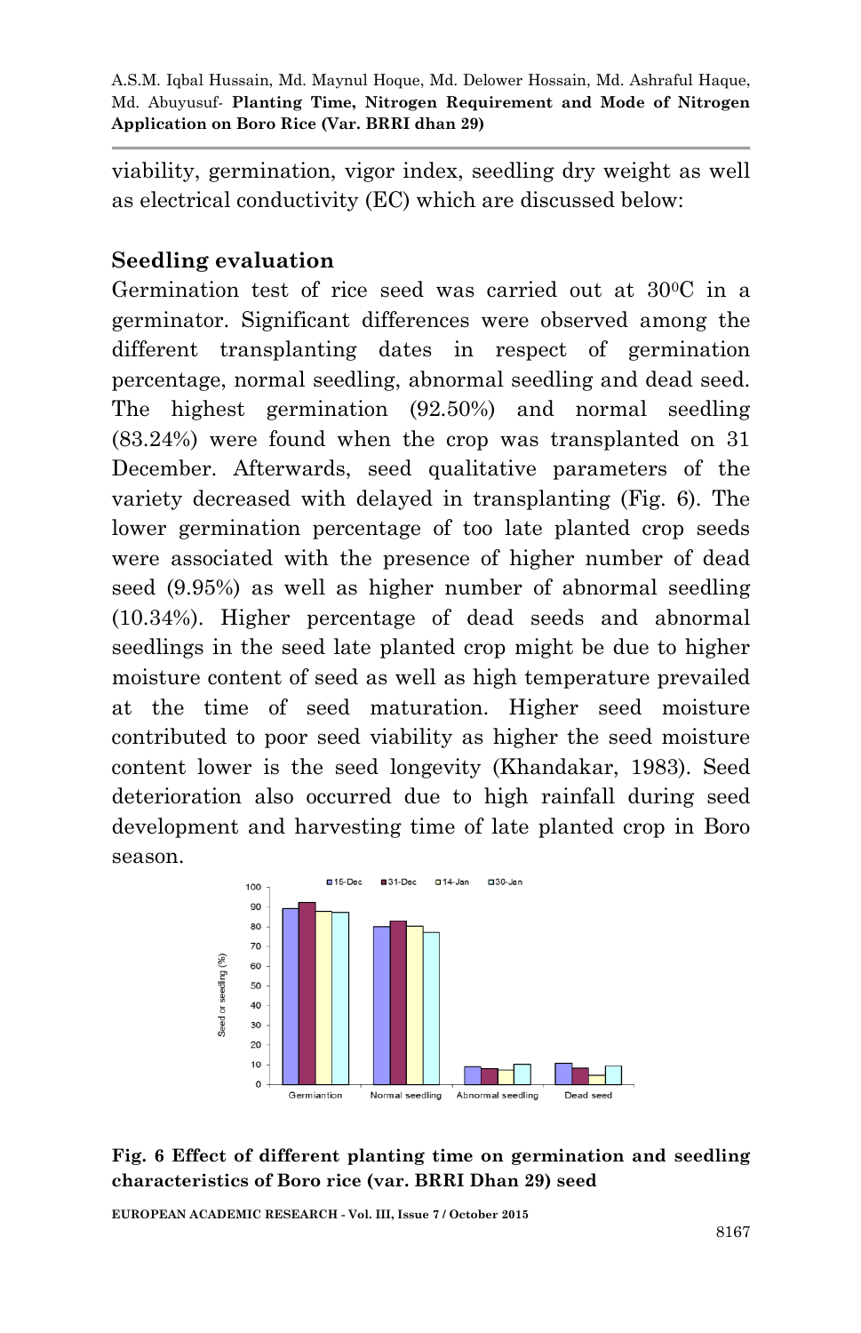viability, germination, vigor index, seedling dry weight as well as electrical conductivity (EC) which are discussed below:

## Seedling evaluation

Germination test of rice seed was carried out at 30$^0$C in a germinator. Significant differences were observed among the different transplanting dates in respect of germination percentage, normal seedling, abnormal seedling and dead seed. The highest germination (92.50%) and normal seedling (83.24%) were found when the crop was transplanted on 31 December. Afterwards, seed qualitative parameters of the variety decreased with delayed in transplanting (Fig. 6). The lower germination percentage of too late planted crop seeds were associated with the presence of higher number of dead seed (9.95%) as well as higher number of abnormal seedling (10.34%). Higher percentage of dead seeds and abnormal seedlings in the seed late planted crop might be due to higher moisture content of seed as well as high temperature prevailed at the time of seed maturation. Higher seed moisture contributed to poor seed viability as higher the seed moisture content lower is the seed longevity (Khandakar, 1983). Seed deterioration also occurred due to high rainfall during seed development and harvesting time of late planted crop in Boro season.

**Fig. 6 Effect of different planting time on germination and seedling characteristics of Boro rice (var. BRRI Dhan 29) seed**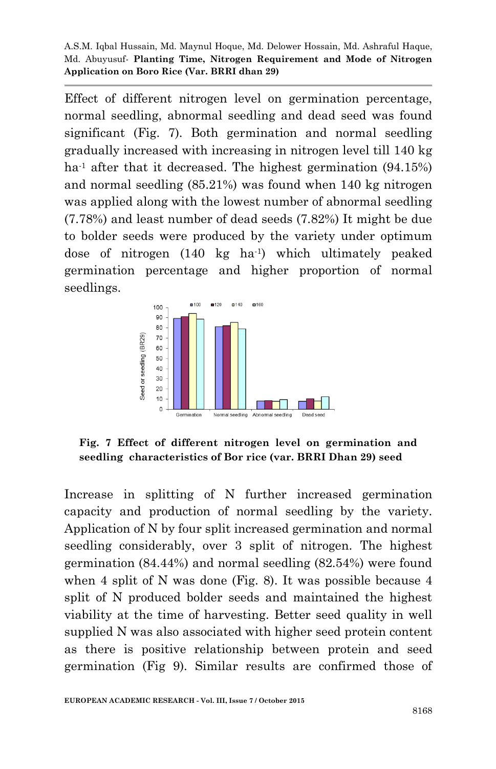Effect of different nitrogen level on germination percentage, normal seedling, abnormal seedling and dead seed was found significant (Fig. 7). Both germination and normal seedling gradually increased with increasing in nitrogen level till 140 kg ha$^{-1}$ after that it decreased. The highest germination (94.15%) and normal seedling (85.21%) was found when 140 kg nitrogen was applied along with the lowest number of abnormal seedling (7.78%) and least number of dead seeds (7.82%) It might be due to bolder seeds were produced by the variety under optimum dose of nitrogen (140 kg ha$^{-1}$) which ultimately peaked germination percentage and higher proportion of normal seedlings.

**Fig. 7 Effect of different nitrogen level on germination and seedling characteristics of Bor rice (var. BRRI Dhan 29) seed**

Increase in splitting of N further increased germination capacity and production of normal seedling by the variety. Application of N by four split increased germination and normal seedling considerably, over 3 split of nitrogen. The highest germination (84.44%) and normal seedling (82.54%) were found when 4 split of N was done (Fig. 8). It was possible because 4 split of N produced bolder seeds and maintained the highest viability at the time of harvesting. Better seed quality in well supplied N was also associated with higher seed protein content as there is positive relationship between protein and seed germination (Fig 9). Similar results are confirmed those of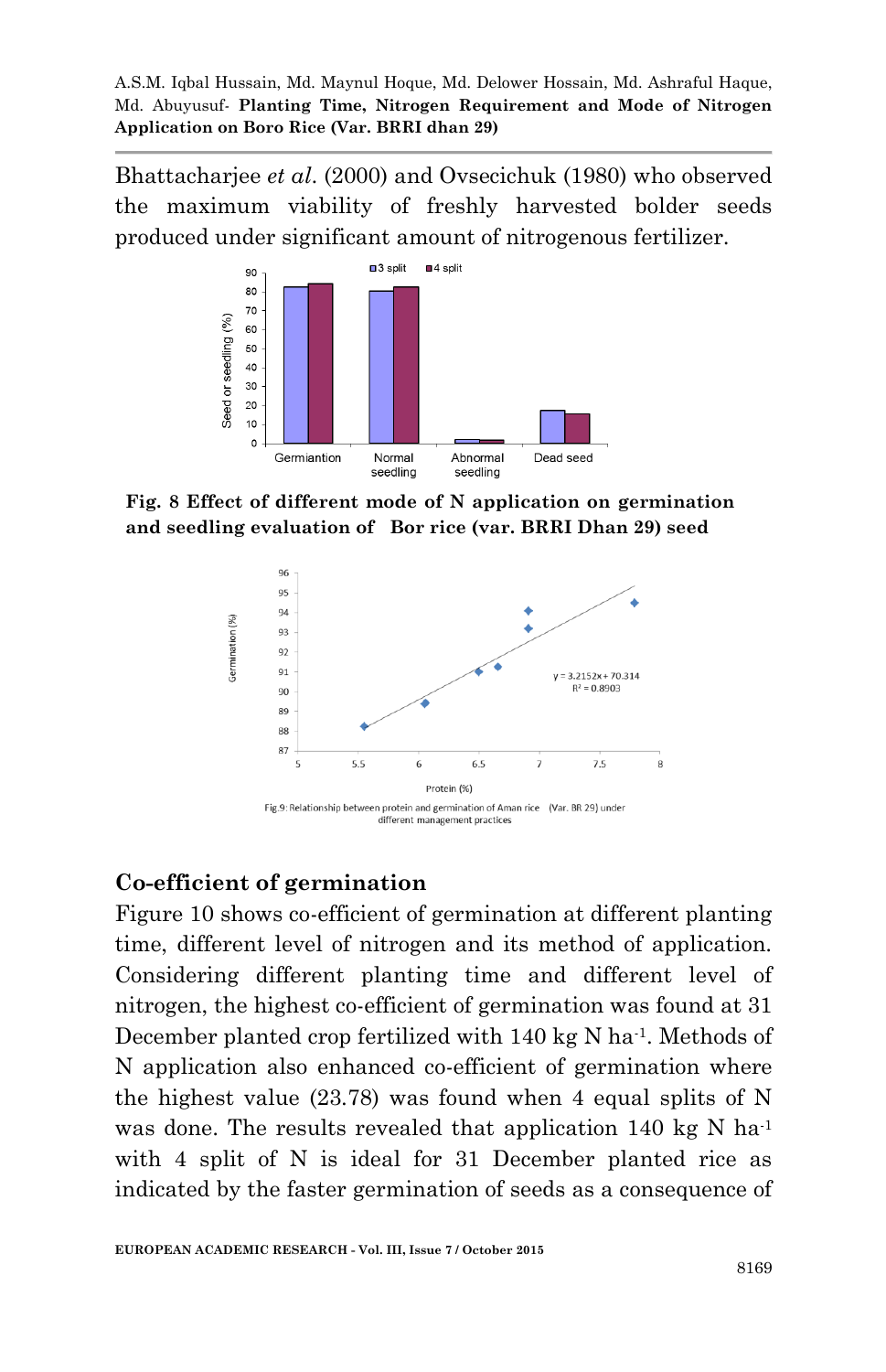Bhattacharjee *et al.* (2000) and Ovsecichuk (1980) who observed the maximum viability of freshly harvested bolder seeds produced under significant amount of nitrogenous fertilizer.

**Fig. 8 Effect of different mode of N application on germination and seedling evaluation of Bor rice (var. BRRI Dhan 29) seed**

Fig.9: Relationship between protein and germination of Aman rice (Var. BR 29) under different management practices

## Co-efficient of germination

Figure 10 shows co-efficient of germination at different planting time, different level of nitrogen and its method of application. Considering different planting time and different level of nitrogen, the highest co-efficient of germination was found at 31 December planted crop fertilized with 140 kg N ha$^{-1}$. Methods of N application also enhanced co-efficient of germination where the highest value (23.78) was found when 4 equal splits of N was done. The results revealed that application 140 kg N ha$^{-1}$ with 4 split of N is ideal for 31 December planted rice as indicated by the faster germination of seeds as a consequence of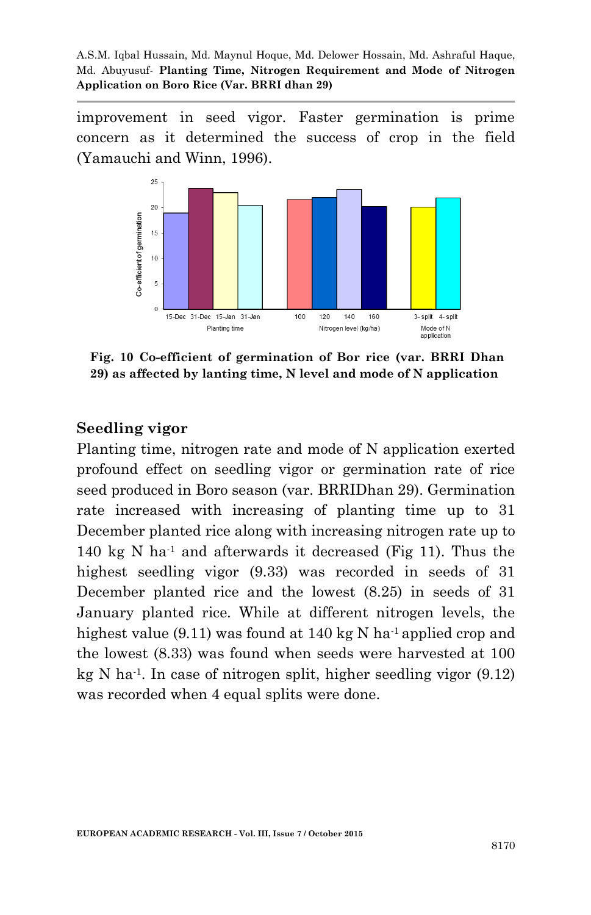improvement in seed vigor. Faster germination is prime concern as it determined the success of crop in the field (Yamauchi and Winn, 1996).

**Fig. 10 Co-efficient of germination of Bor rice (var. BRRI Dhan 29) as affected by lanting time, N level and mode of N application**

## Seedling vigor

Planting time, nitrogen rate and mode of N application exerted profound effect on seedling vigor or germination rate of rice seed produced in Boro season (var. BRRIDhan 29). Germination rate increased with increasing of planting time up to 31 December planted rice along with increasing nitrogen rate up to 140 kg N $ha^{-1}$ and afterwards it decreased (Fig 11). Thus the highest seedling vigor (9.33) was recorded in seeds of 31 December planted rice and the lowest (8.25) in seeds of 31 January planted rice. While at different nitrogen levels, the highest value (9.11) was found at 140 kg N $ha^{-1}$ applied crop and the lowest (8.33) was found when seeds were harvested at 100 kg N $ha^{-1}$. In case of nitrogen split, higher seedling vigor (9.12) was recorded when 4 equal splits were done.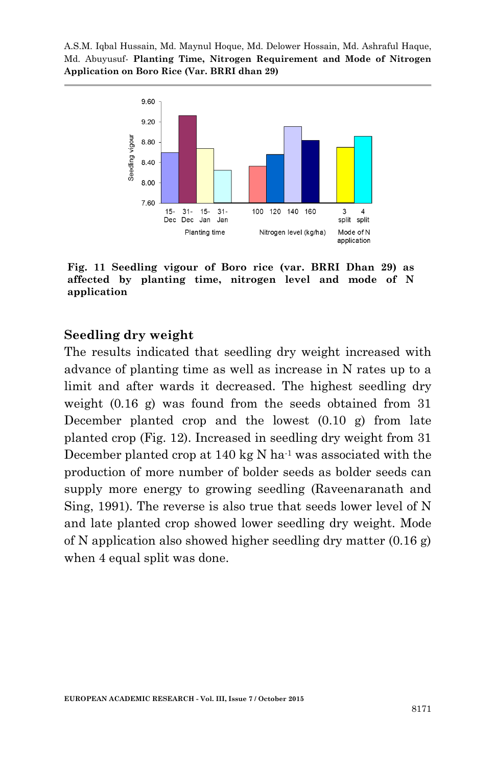**Fig. 11 Seedling vigour of Boro rice (var. BRRI Dhan 29) as affected by planting time, nitrogen level and mode of N application**

## Seedling dry weight

The results indicated that seedling dry weight increased with advance of planting time as well as increase in N rates up to a limit and after wards it decreased. The highest seedling dry weight (0.16 g) was found from the seeds obtained from 31 December planted crop and the lowest (0.10 g) from late planted crop (Fig. 12). Increased in seedling dry weight from 31 December planted crop at 140 kg N ha$^{-1}$ was associated with the production of more number of bolder seeds as bolder seeds can supply more energy to growing seedling (Raveenaranath and Sing, 1991). The reverse is also true that seeds lower level of N and late planted crop showed lower seedling dry weight. Mode of N application also showed higher seedling dry matter (0.16 g) when 4 equal split was done.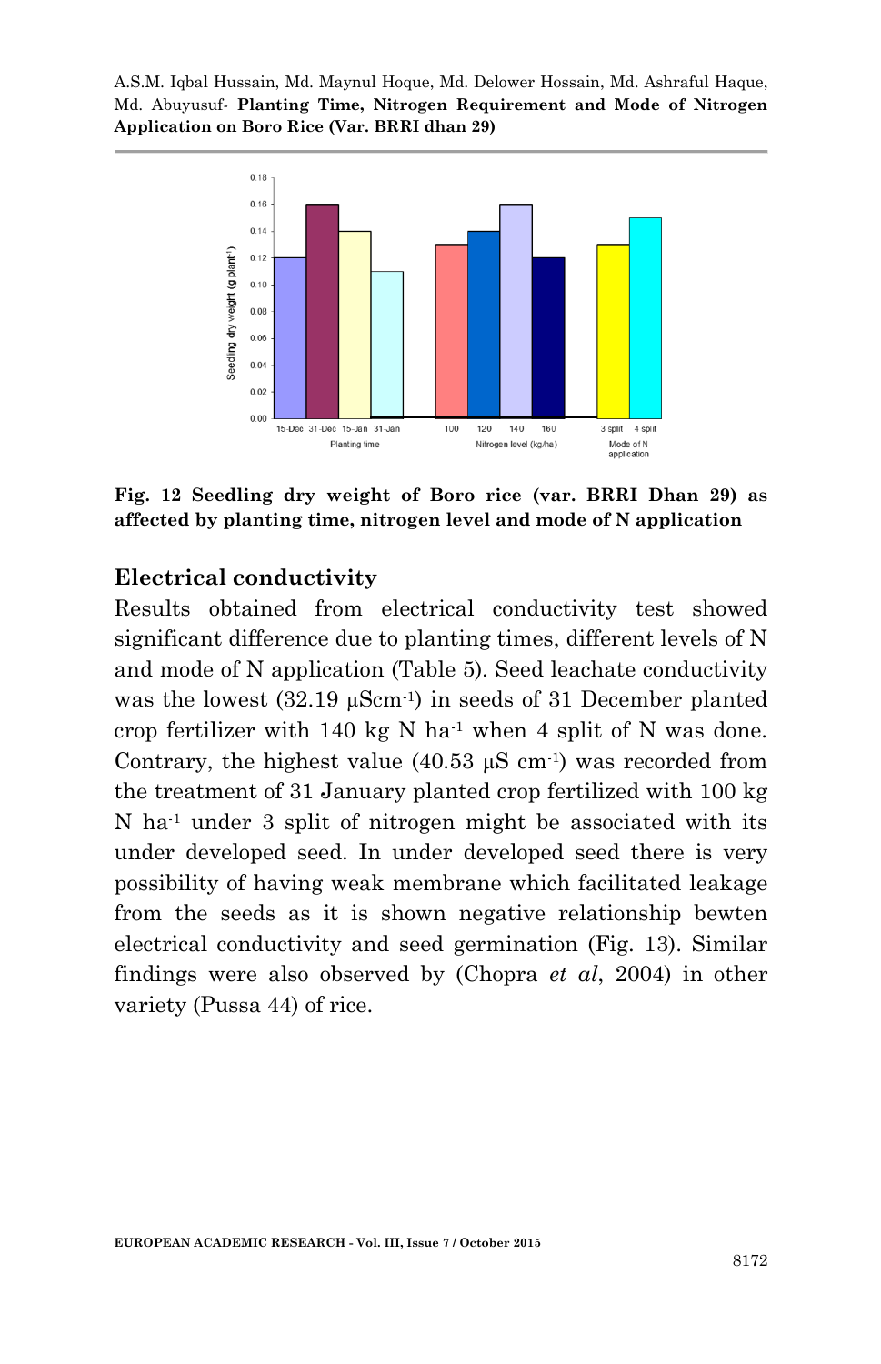**Fig. 12 Seedling dry weight of Boro rice (var. BRRI Dhan 29) as affected by planting time, nitrogen level and mode of N application**

## Electrical conductivity

Results obtained from electrical conductivity test showed significant difference due to planting times, different levels of N and mode of N application (Table 5). Seed leachate conductivity was the lowest (32.19 $\mu Scm^{-1}$) in seeds of 31 December planted crop fertilizer with 140 kg N $ha^{-1}$ when 4 split of N was done. Contrary, the highest value (40.53 $\mu S\ cm^{-1}$) was recorded from the treatment of 31 January planted crop fertilized with 100 kg N $ha^{-1}$ under 3 split of nitrogen might be associated with its under developed seed. In under developed seed there is very possibility of having weak membrane which facilitated leakage from the seeds as it is shown negative relationship bewten electrical conductivity and seed germination (Fig. 13). Similar findings were also observed by (Chopra *et al*, 2004) in other variety (Pussa 44) of rice.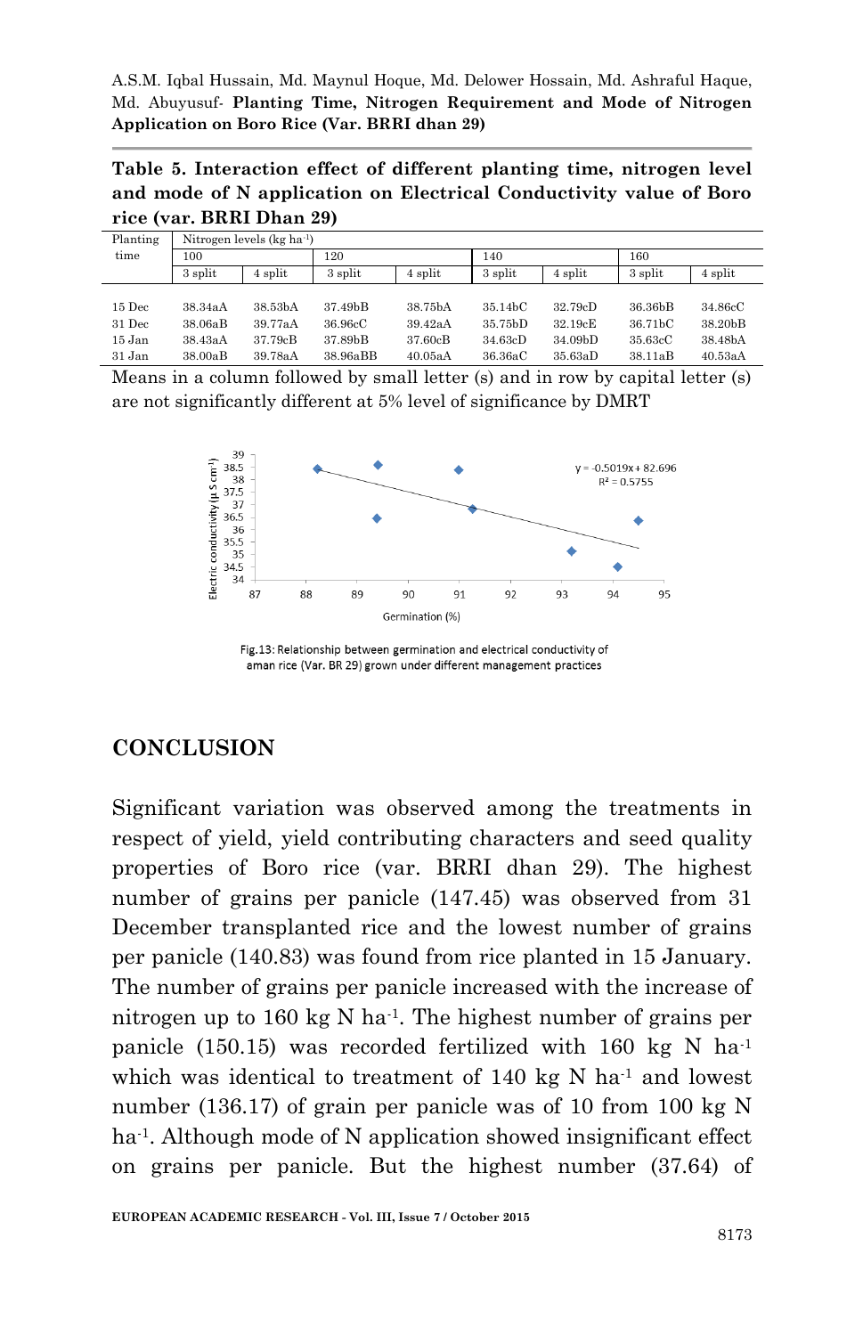**Table 5. Interaction effect of different planting time, nitrogen level and mode of N application on Electrical Conductivity value of Boro rice (var. BRRI Dhan 29)**

| Planting time | Nitrogen levels (kg ha$^{-1}$) | | | | | | | |
|---|---|---|---|---|---|---|---|---|
| | 100 | | 120 | | 140 | | 160 | |
| | 3 split | 4 split | 3 split | 4 split | 3 split | 4 split | 3 split | 4 split |
| 15 Dec | 38.34aA | 38.53bA | 37.49bB | 38.75bA | 35.14bC | 32.79cD | 36.36bB | 34.86cC |
| 31 Dec | 38.06aB | 39.77aA | 36.96cC | 39.42aA | 35.75bD | 32.19cE | 36.71bC | 38.20bB |
| 15 Jan | 38.43aA | 37.79cB | 37.89bB | 37.60cB | 34.63cD | 34.09bD | 35.63cC | 38.48bA |
| 31 Jan | 38.00aB | 39.78aA | 38.96aBB | 40.05aA | 36.36aC | 35.63aD | 38.11aB | 40.53aA |

Means in a column followed by small letter (s) and in row by capital letter (s) are not significantly different at 5% level of significance by DMRT

Fig.13: Relationship between germination and electrical conductivity of aman rice (Var. BR 29) grown under different management practices

## CONCLUSION

Significant variation was observed among the treatments in respect of yield, yield contributing characters and seed quality properties of Boro rice (var. BRRI dhan 29). The highest number of grains per panicle (147.45) was observed from 31 December transplanted rice and the lowest number of grains per panicle (140.83) was found from rice planted in 15 January. The number of grains per panicle increased with the increase of nitrogen up to 160 kg N ha$^{-1}$. The highest number of grains per panicle (150.15) was recorded fertilized with 160 kg N ha$^{-1}$ which was identical to treatment of 140 kg N ha$^{-1}$ and lowest number (136.17) of grain per panicle was of 10 from 100 kg N ha$^{-1}$. Although mode of N application showed insignificant effect on grains per panicle. But the highest number (37.64) of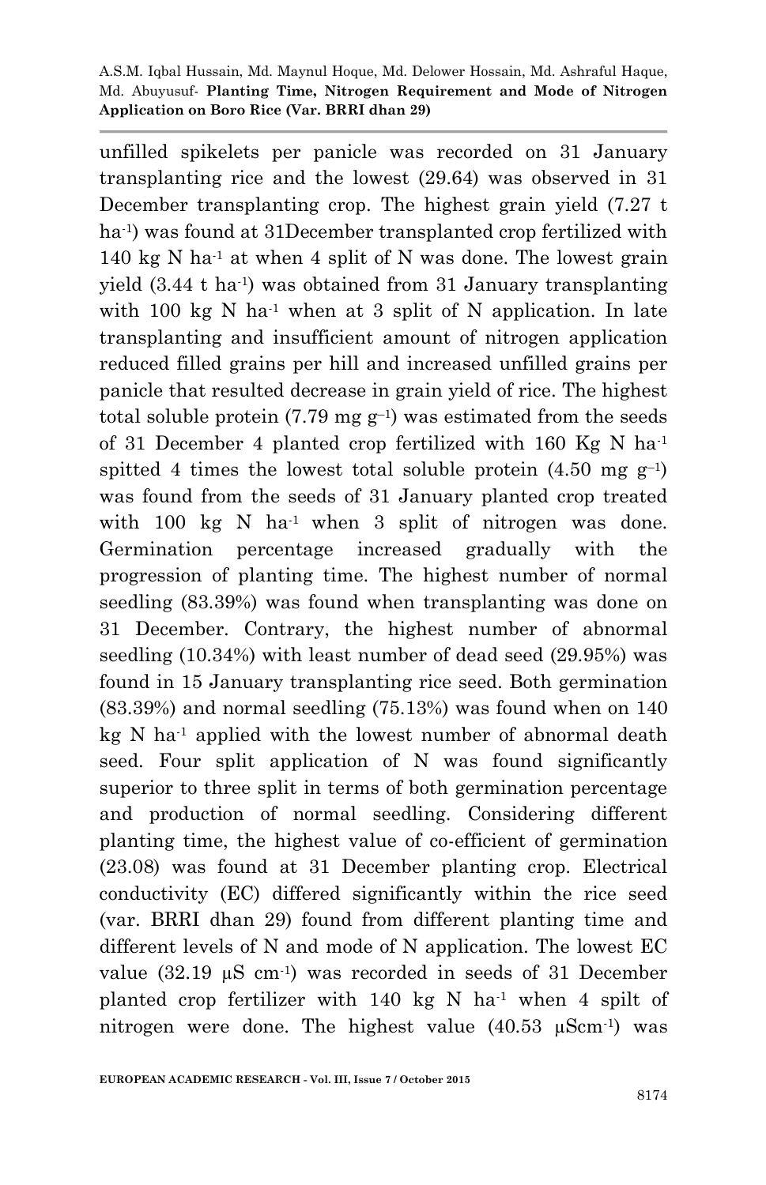unfilled spikelets per panicle was recorded on 31 January transplanting rice and the lowest (29.64) was observed in 31 December transplanting crop. The highest grain yield (7.27 t $ha^{-1}$) was found at 31December transplanted crop fertilized with 140 kg N $ha^{-1}$ at when 4 split of N was done. The lowest grain yield (3.44 t $ha^{-1}$) was obtained from 31 January transplanting with 100 kg N $ha^{-1}$ when at 3 split of N application. In late transplanting and insufficient amount of nitrogen application reduced filled grains per hill and increased unfilled grains per panicle that resulted decrease in grain yield of rice. The highest total soluble protein (7.79 mg $g^{-1}$) was estimated from the seeds of 31 December 4 planted crop fertilized with 160 Kg N $ha^{-1}$ spitted 4 times the lowest total soluble protein (4.50 mg $g^{-1}$) was found from the seeds of 31 January planted crop treated with 100 kg N $ha^{-1}$ when 3 split of nitrogen was done. Germination percentage increased gradually with the progression of planting time. The highest number of normal seedling (83.39%) was found when transplanting was done on 31 December. Contrary, the highest number of abnormal seedling (10.34%) with least number of dead seed (29.95%) was found in 15 January transplanting rice seed. Both germination (83.39%) and normal seedling (75.13%) was found when on 140 kg N $ha^{-1}$ applied with the lowest number of abnormal death seed. Four split application of N was found significantly superior to three split in terms of both germination percentage and production of normal seedling. Considering different planting time, the highest value of co-efficient of germination (23.08) was found at 31 December planting crop. Electrical conductivity (EC) differed significantly within the rice seed (var. BRRI dhan 29) found from different planting time and different levels of N and mode of N application. The lowest EC value (32.19 µS $cm^{-1}$) was recorded in seeds of 31 December planted crop fertilizer with 140 kg N $ha^{-1}$ when 4 spilt of nitrogen were done. The highest value (40.53 µS$cm^{-1}$) was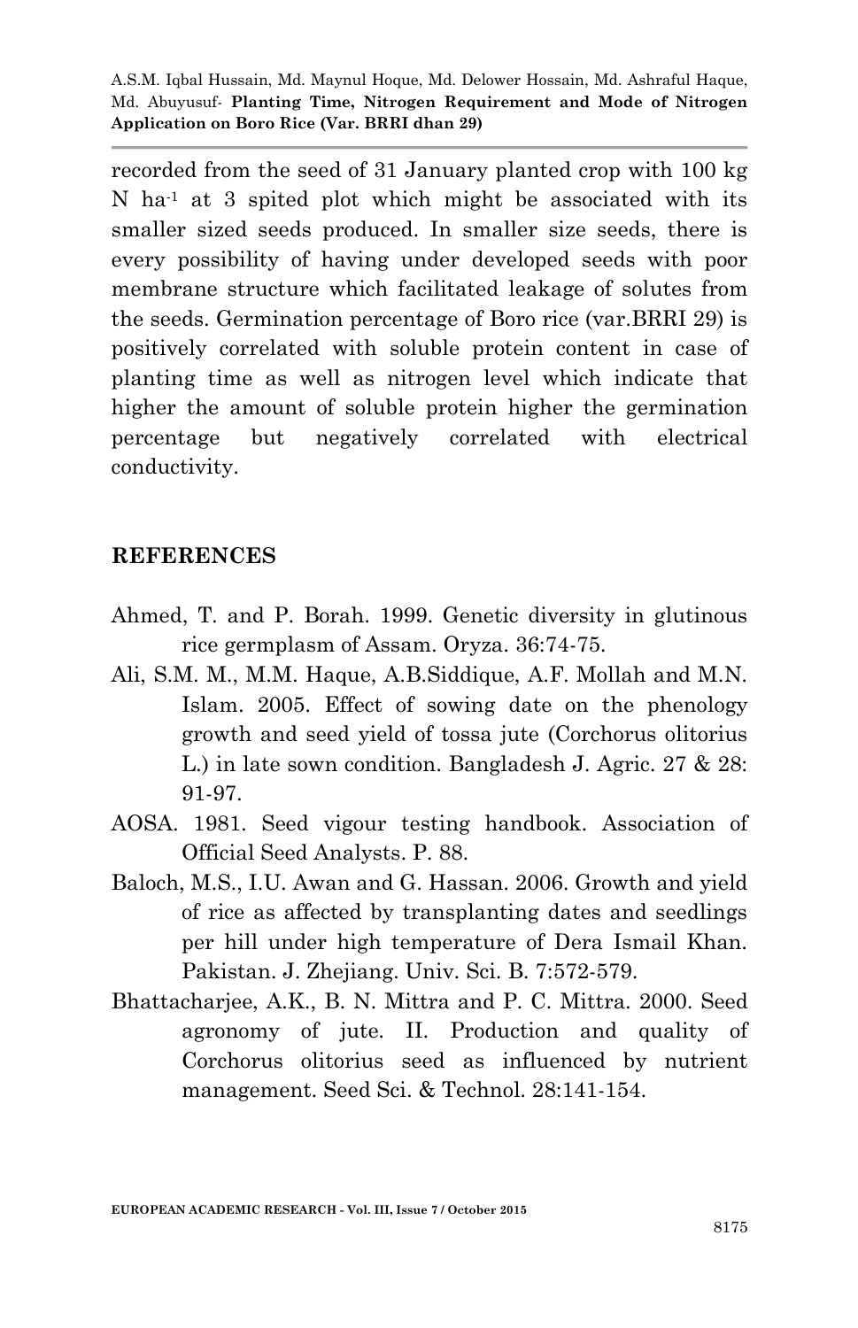recorded from the seed of 31 January planted crop with 100 kg N ha$^{-1}$ at 3 spited plot which might be associated with its smaller sized seeds produced. In smaller size seeds, there is every possibility of having under developed seeds with poor membrane structure which facilitated leakage of solutes from the seeds. Germination percentage of Boro rice (var.BRRI 29) is positively correlated with soluble protein content in case of planting time as well as nitrogen level which indicate that higher the amount of soluble protein higher the germination percentage but negatively correlated with electrical conductivity.

## REFERENCES

Ahmed, T. and P. Borah. 1999. Genetic diversity in glutinous rice germplasm of Assam. Oryza. 36:74-75.

Ali, S.M. M., M.M. Haque, A.B.Siddique, A.F. Mollah and M.N. Islam. 2005. Effect of sowing date on the phenology growth and seed yield of tossa jute (Corchorus olitorius L.) in late sown condition. Bangladesh J. Agric. 27 & 28: 91-97.

AOSA. 1981. Seed vigour testing handbook. Association of Official Seed Analysts. P. 88.

Baloch, M.S., I.U. Awan and G. Hassan. 2006. Growth and yield of rice as affected by transplanting dates and seedlings per hill under high temperature of Dera Ismail Khan. Pakistan. J. Zhejiang. Univ. Sci. B. 7:572-579.

Bhattacharjee, A.K., B. N. Mittra and P. C. Mittra. 2000. Seed agronomy of jute. II. Production and quality of Corchorus olitorius seed as influenced by nutrient management. Seed Sci. & Technol. 28:141-154.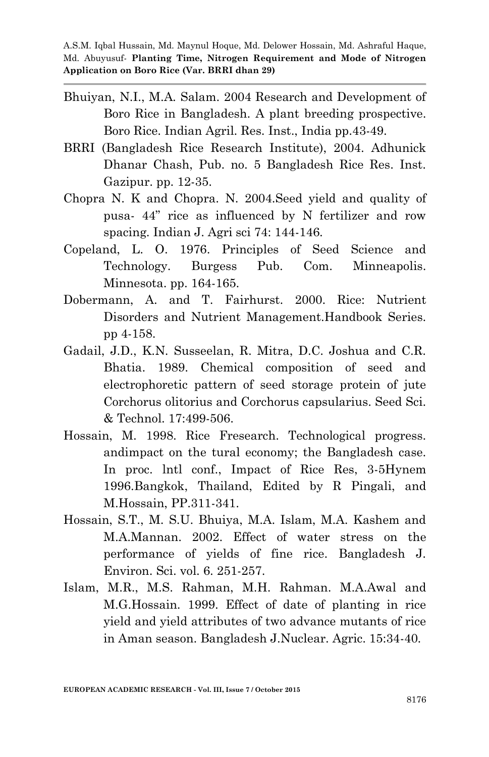Bhuiyan, N.I., M.A. Salam. 2004 Research and Development of Boro Rice in Bangladesh. A plant breeding prospective. Boro Rice. Indian Agril. Res. Inst., India pp.43-49.

BRRI (Bangladesh Rice Research Institute), 2004. Adhunick Dhanar Chash, Pub. no. 5 Bangladesh Rice Res. Inst. Gazipur. pp. 12-35.

Chopra N. K and Chopra. N. 2004.Seed yield and quality of pusa- 44" rice as influenced by N fertilizer and row spacing. Indian J. Agri sci 74: 144-146.

Copeland, L. O. 1976. Principles of Seed Science and Technology. Burgess Pub. Com. Minneapolis. Minnesota. pp. 164-165.

Dobermann, A. and T. Fairhurst. 2000. Rice: Nutrient Disorders and Nutrient Management.Handbook Series. pp 4-158.

Gadail, J.D., K.N. Susseelan, R. Mitra, D.C. Joshua and C.R. Bhatia. 1989. Chemical composition of seed and electrophoretic pattern of seed storage protein of jute Corchorus olitorius and Corchorus capsularius. Seed Sci. & Technol. 17:499-506.

Hossain, M. 1998. Rice Fresearch. Technological progress. andimpact on the tural economy; the Bangladesh case. In proc. lntl conf., Impact of Rice Res, 3-5Hynem 1996.Bangkok, Thailand, Edited by R Pingali, and M.Hossain, PP.311-341.

Hossain, S.T., M. S.U. Bhuiya, M.A. Islam, M.A. Kashem and M.A.Mannan. 2002. Effect of water stress on the performance of yields of fine rice. Bangladesh J. Environ. Sci. vol. 6. 251-257.

Islam, M.R., M.S. Rahman, M.H. Rahman. M.A.Awal and M.G.Hossain. 1999. Effect of date of planting in rice yield and yield attributes of two advance mutants of rice in Aman season. Bangladesh J.Nuclear. Agric. 15:34-40.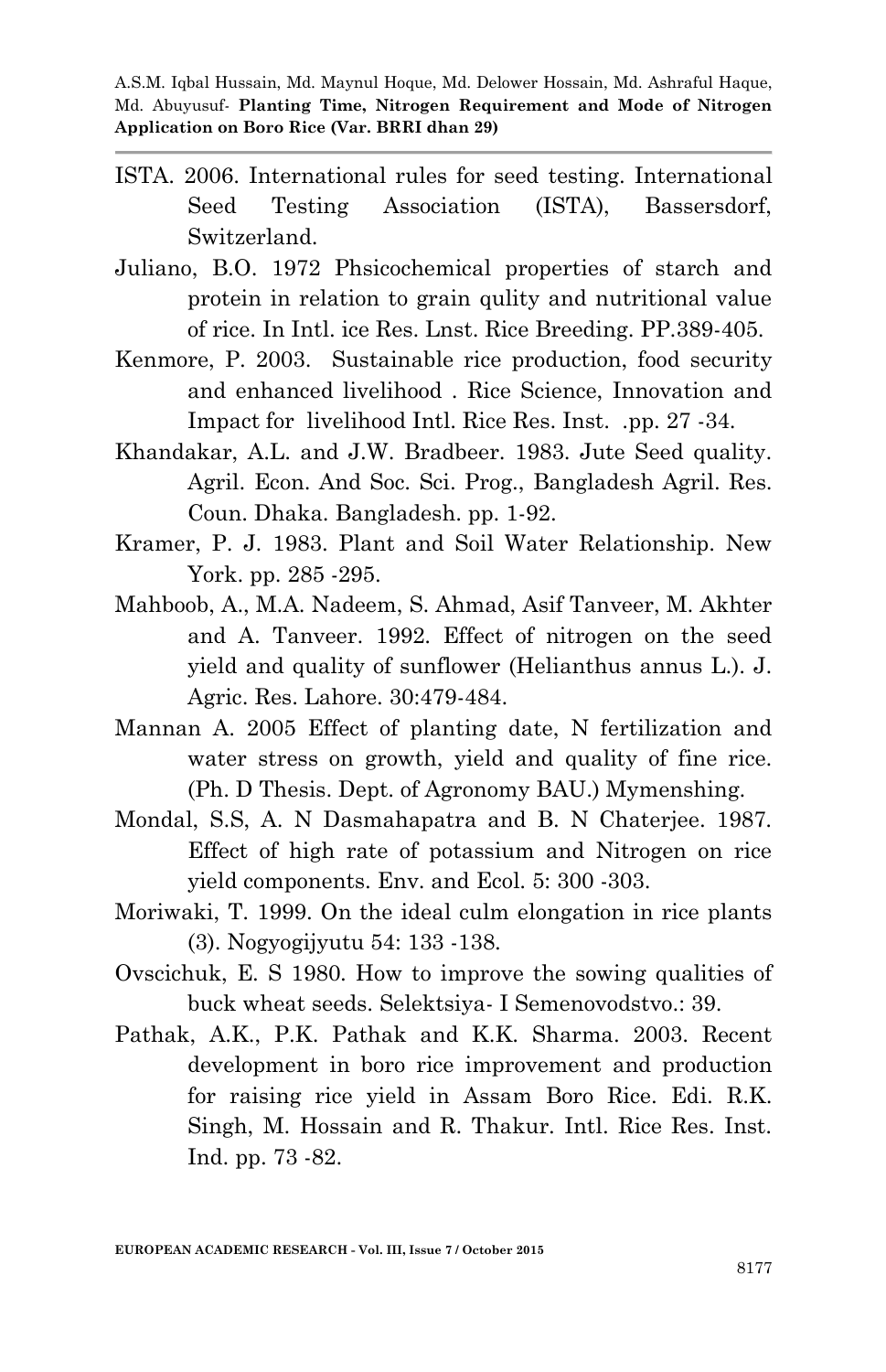ISTA. 2006. International rules for seed testing. International Seed Testing Association (ISTA), Bassersdorf, Switzerland.

Juliano, B.O. 1972 Phsicochemical properties of starch and protein in relation to grain qulity and nutritional value of rice. In Intl. ice Res. Lnst. Rice Breeding. PP.389-405.

Kenmore, P. 2003. Sustainable rice production, food security and enhanced livelihood . Rice Science, Innovation and Impact for livelihood Intl. Rice Res. Inst. .pp. 27 -34.

Khandakar, A.L. and J.W. Bradbeer. 1983. Jute Seed quality. Agril. Econ. And Soc. Sci. Prog., Bangladesh Agril. Res. Coun. Dhaka. Bangladesh. pp. 1-92.

Kramer, P. J. 1983. Plant and Soil Water Relationship. New York. pp. 285 -295.

Mahboob, A., M.A. Nadeem, S. Ahmad, Asif Tanveer, M. Akhter and A. Tanveer. 1992. Effect of nitrogen on the seed yield and quality of sunflower (Helianthus annus L.). J. Agric. Res. Lahore. 30:479-484.

Mannan A. 2005 Effect of planting date, N fertilization and water stress on growth, yield and quality of fine rice. (Ph. D Thesis. Dept. of Agronomy BAU.) Mymenshing.

Mondal, S.S, A. N Dasmahapatra and B. N Chaterjee. 1987. Effect of high rate of potassium and Nitrogen on rice yield components. Env. and Ecol. 5: 300 -303.

Moriwaki, T. 1999. On the ideal culm elongation in rice plants (3). Nogyogijyutu 54: 133 -138.

Ovscichuk, E. S 1980. How to improve the sowing qualities of buck wheat seeds. Selektsiya- I Semenovodstvo.: 39.

Pathak, A.K., P.K. Pathak and K.K. Sharma. 2003. Recent development in boro rice improvement and production for raising rice yield in Assam Boro Rice. Edi. R.K. Singh, M. Hossain and R. Thakur. Intl. Rice Res. Inst. Ind. pp. 73 -82.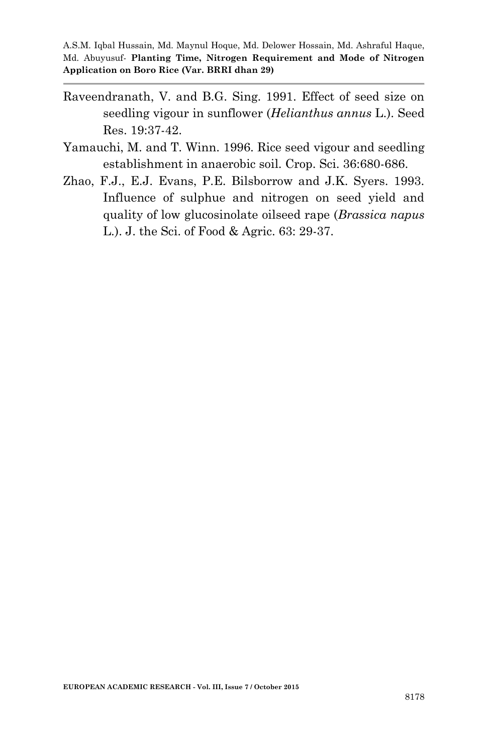Raveendranath, V. and B.G. Sing. 1991. Effect of seed size on seedling vigour in sunflower (*Helianthus annus* L.). Seed Res. 19:37-42.

Yamauchi, M. and T. Winn. 1996. Rice seed vigour and seedling establishment in anaerobic soil. Crop. Sci. 36:680-686.

Zhao, F.J., E.J. Evans, P.E. Bilsborrow and J.K. Syers. 1993. Influence of sulphue and nitrogen on seed yield and quality of low glucosinolate oilseed rape (*Brassica napus* L.). J. the Sci. of Food & Agric. 63: 29-37.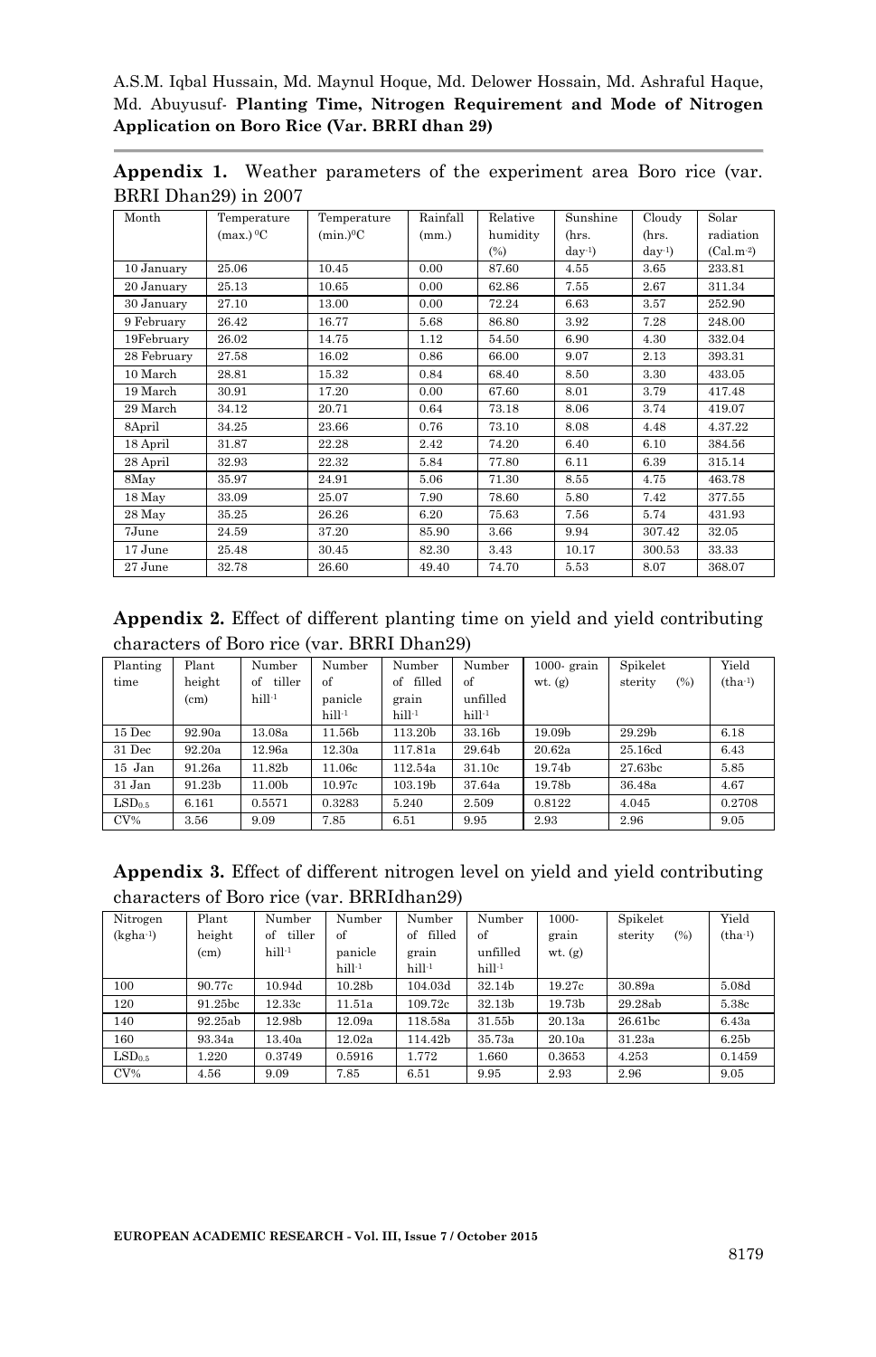**Appendix 1.** Weather parameters of the experiment area Boro rice (var. BRRI Dhan29) in 2007

| Month | Temperature (max.) $^0$C | Temperature (min.)$^0$C | Rainfall (mm.) | Relative humidity (%) | Sunshine (hrs. day$^{-1}$) | Cloudy (hrs. day$^{-1}$) | Solar radiation (Cal.m$^{-2}$) |
|---|---|---|---|---|---|---|---|
| 10 January | 25.06 | 10.45 | 0.00 | 87.60 | 4.55 | 3.65 | 233.81 |
| 20 January | 25.13 | 10.65 | 0.00 | 62.86 | 7.55 | 2.67 | 311.34 |
| 30 January | 27.10 | 13.00 | 0.00 | 72.24 | 6.63 | 3.57 | 252.90 |
| 9 February | 26.42 | 16.77 | 5.68 | 86.80 | 3.92 | 7.28 | 248.00 |
| 19February | 26.02 | 14.75 | 1.12 | 54.50 | 6.90 | 4.30 | 332.04 |
| 28 February | 27.58 | 16.02 | 0.86 | 66.00 | 9.07 | 2.13 | 393.31 |
| 10 March | 28.81 | 15.32 | 0.84 | 68.40 | 8.50 | 3.30 | 433.05 |
| 19 March | 30.91 | 17.20 | 0.00 | 67.60 | 8.01 | 3.79 | 417.48 |
| 29 March | 34.12 | 20.71 | 0.64 | 73.18 | 8.06 | 3.74 | 419.07 |
| 8April | 34.25 | 23.66 | 0.76 | 73.10 | 8.08 | 4.48 | 4.37.22 |
| 18 April | 31.87 | 22.28 | 2.42 | 74.20 | 6.40 | 6.10 | 384.56 |
| 28 April | 32.93 | 22.32 | 5.84 | 77.80 | 6.11 | 6.39 | 315.14 |
| 8May | 35.97 | 24.91 | 5.06 | 71.30 | 8.55 | 4.75 | 463.78 |
| 18 May | 33.09 | 25.07 | 7.90 | 78.60 | 5.80 | 7.42 | 377.55 |
| 28 May | 35.25 | 26.26 | 6.20 | 75.63 | 7.56 | 5.74 | 431.93 |
| 7June | 24.59 | 37.20 | 85.90 | 3.66 | 9.94 | 307.42 | 32.05 |
| 17 June | 25.48 | 30.45 | 82.30 | 3.43 | 10.17 | 300.53 | 33.33 |
| 27 June | 32.78 | 26.60 | 49.40 | 74.70 | 5.53 | 8.07 | 368.07 |

**Appendix 2.** Effect of different planting time on yield and yield contributing characters of Boro rice (var. BRRI Dhan29)

| Planting time | Plant height (cm) | Number of tiller hill$^{-1}$ | Number of panicle hill$^{-1}$ | Number of filled grain hill$^{-1}$ | Number of unfilled hill$^{-1}$ | 1000- grain wt. (g) | Spikelet sterity (%) | Yield (tha$^{-1}$) |
|---|---|---|---|---|---|---|---|---|
| 15 Dec | 92.90a | 13.08a | 11.56b | 113.20b | 33.16b | 19.09b | 29.29b | 6.18 |
| 31 Dec | 92.20a | 12.96a | 12.30a | 117.81a | 29.64b | 20.62a | 25.16cd | 6.43 |
| 15 Jan | 91.26a | 11.82b | 11.06c | 112.54a | 31.10c | 19.74b | 27.63bc | 5.85 |
| 31 Jan | 91.23b | 11.00b | 10.97c | 103.19b | 37.64a | 19.78b | 36.48a | 4.67 |
| $LSD_{0.5}$ | 6.161 | 0.5571 | 0.3283 | 5.240 | 2.509 | 0.8122 | 4.045 | 0.2708 |
| CV% | 3.56 | 9.09 | 7.85 | 6.51 | 9.95 | 2.93 | 2.96 | 9.05 |

**Appendix 3.** Effect of different nitrogen level on yield and yield contributing characters of Boro rice (var. BRRIdhan29)

| Nitrogen (kgha$^{-1}$) | Plant height (cm) | Number of tiller hill$^{-1}$ | Number of panicle hill$^{-1}$ | Number of filled grain hill$^{-1}$ | Number of unfilled hill$^{-1}$ | 1000-grain wt. (g) | Spikelet sterity (%) | Yield (tha$^{-1}$) |
|---|---|---|---|---|---|---|---|---|
| 100 | 90.77c | 10.94d | 10.28b | 104.03d | 32.14b | 19.27c | 30.89a | 5.08d |
| 120 | 91.25bc | 12.33c | 11.51a | 109.72c | 32.13b | 19.73b | 29.28ab | 5.38c |
| 140 | 92.25ab | 12.98b | 12.09a | 118.58a | 31.55b | 20.13a | 26.61bc | 6.43a |
| 160 | 93.34a | 13.40a | 12.02a | 114.42b | 35.73a | 20.10a | 31.23a | 6.25b |
| $LSD_{0.5}$ | 1.220 | 0.3749 | 0.5916 | 1.772 | 1.660 | 0.3653 | 4.253 | 0.1459 |
| CV% | 4.56 | 9.09 | 7.85 | 6.51 | 9.95 | 2.93 | 2.96 | 9.05 |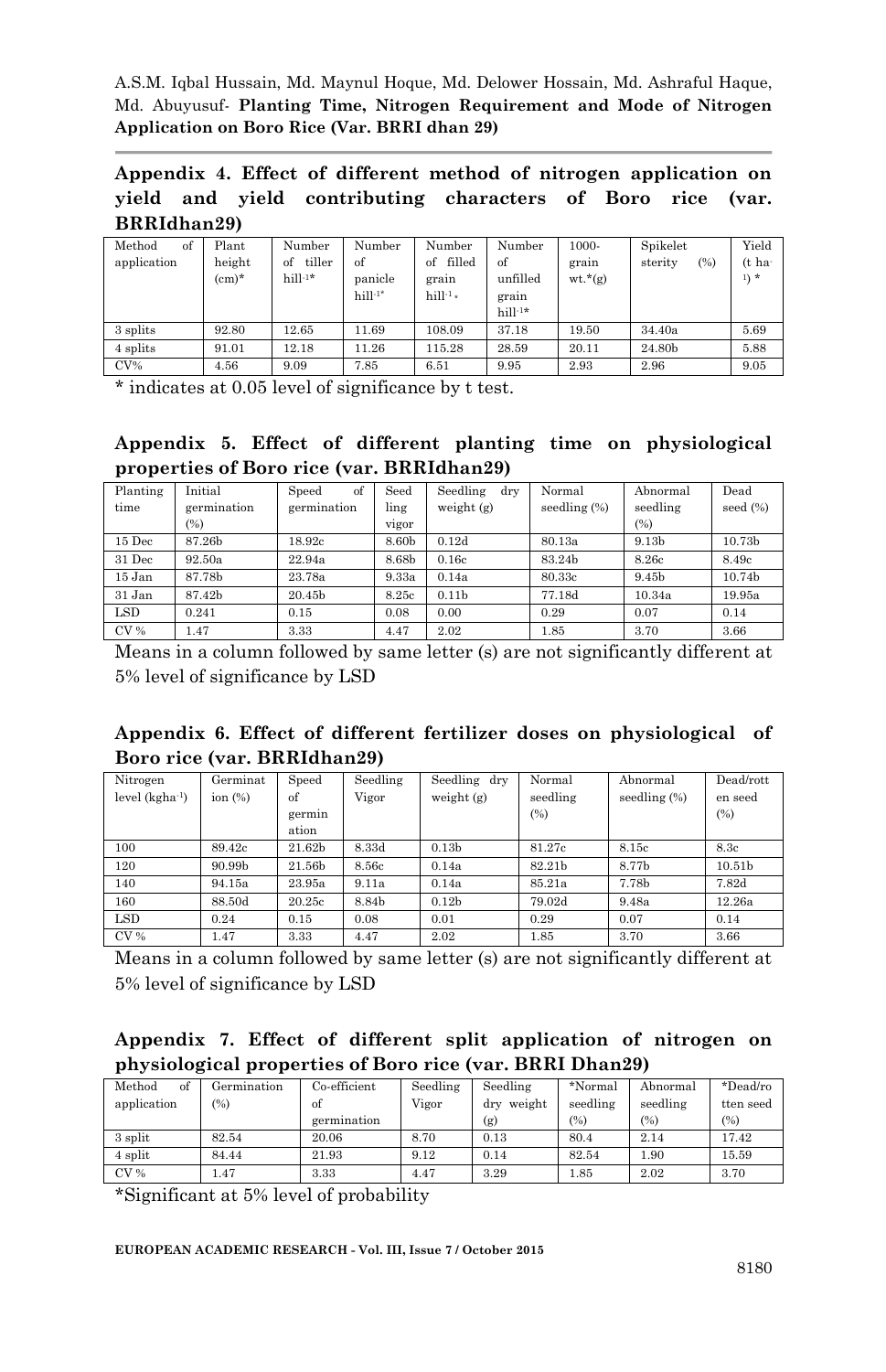**Appendix 4. Effect of different method of nitrogen application on yield and yield contributing characters of Boro rice (var. BRRIdhan29)**

| Method of application | Plant height (cm)* | Number of tiller hill$^{-1}$* | Number of panicle hill$^{-1}$* | Number of filled grain hill$^{-1}$* | Number of unfilled grain hill$^{-1}$* | 1000-grain wt.*(g) | Spikelet sterity (%) | Yield (t ha$^{-1}$) * |
|---|---|---|---|---|---|---|---|---|
| 3 splits | 92.80 | 12.65 | 11.69 | 108.09 | 37.18 | 19.50 | 34.40a | 5.69 |
| 4 splits | 91.01 | 12.18 | 11.26 | 115.28 | 28.59 | 20.11 | 24.80b | 5.88 |
| CV% | 4.56 | 9.09 | 7.85 | 6.51 | 9.95 | 2.93 | 2.96 | 9.05 |

* indicates at 0.05 level of significance by t test.

**Appendix 5. Effect of different planting time on physiological properties of Boro rice (var. BRRIdhan29)**

| Planting time | Initial germination (%) | Speed of germination | Seed ling vigor | Seedling dry weight (g) | Normal seedling (%) | Abnormal seedling (%) | Dead seed (%) |
|---|---|---|---|---|---|---|---|
| 15 Dec | 87.26b | 18.92c | 8.60b | 0.12d | 80.13a | 9.13b | 10.73b |
| 31 Dec | 92.50a | 22.94a | 8.68b | 0.16c | 83.24b | 8.26c | 8.49c |
| 15 Jan | 87.78b | 23.78a | 9.33a | 0.14a | 80.33c | 9.45b | 10.74b |
| 31 Jan | 87.42b | 20.45b | 8.25c | 0.11b | 77.18d | 10.34a | 19.95a |
| LSD | 0.241 | 0.15 | 0.08 | 0.00 | 0.29 | 0.07 | 0.14 |
| CV % | 1.47 | 3.33 | 4.47 | 2.02 | 1.85 | 3.70 | 3.66 |

Means in a column followed by same letter (s) are not significantly different at 5% level of significance by LSD

**Appendix 6. Effect of different fertilizer doses on physiological of Boro rice (var. BRRIdhan29)**

| Nitrogen level (kgha$^{-1}$) | Germination (%) | Speed of germination | Seedling Vigor | Seedling dry weight (g) | Normal seedling (%) | Abnormal seedling (%) | Dead/rotten seed (%) |
|---|---|---|---|---|---|---|---|
| 100 | 89.42c | 21.62b | 8.33d | 0.13b | 81.27c | 8.15c | 8.3c |
| 120 | 90.99b | 21.56b | 8.56c | 0.14a | 82.21b | 8.77b | 10.51b |
| 140 | 94.15a | 23.95a | 9.11a | 0.14a | 85.21a | 7.78b | 7.82d |
| 160 | 88.50d | 20.25c | 8.84b | 0.12b | 79.02d | 9.48a | 12.26a |
| LSD | 0.24 | 0.15 | 0.08 | 0.01 | 0.29 | 0.07 | 0.14 |
| CV % | 1.47 | 3.33 | 4.47 | 2.02 | 1.85 | 3.70 | 3.66 |

Means in a column followed by same letter (s) are not significantly different at 5% level of significance by LSD

**Appendix 7. Effect of different split application of nitrogen on physiological properties of Boro rice (var. BRRI Dhan29)**

| Method of application | Germination (%) | Co-efficient of germination | Seedling Vigor | Seedling dry weight (g) | *Normal seedling (%) | Abnormal seedling (%) | *Dead/rotten seed (%) |
|---|---|---|---|---|---|---|---|
| 3 split | 82.54 | 20.06 | 8.70 | 0.13 | 80.4 | 2.14 | 17.42 |
| 4 split | 84.44 | 21.93 | 9.12 | 0.14 | 82.54 | 1.90 | 15.59 |
| CV % | 1.47 | 3.33 | 4.47 | 3.29 | 1.85 | 2.02 | 3.70 |

*Significant at 5% level of probability